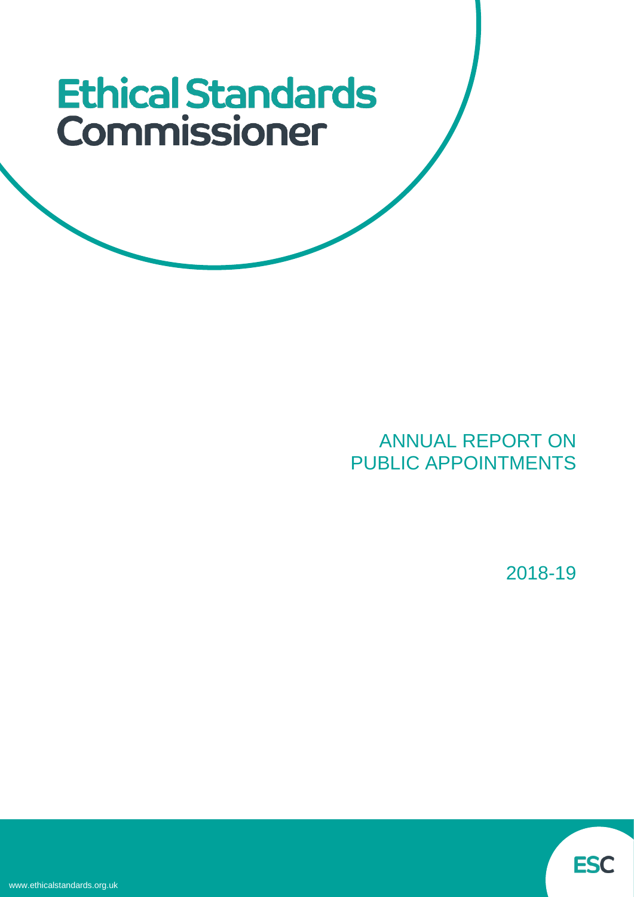# Ethical Standards Commissioner

## ANNUAL REPORT ON PUBLIC APPOINTMENTS

2018-19

ESC

www.ethicalstandards.org.uk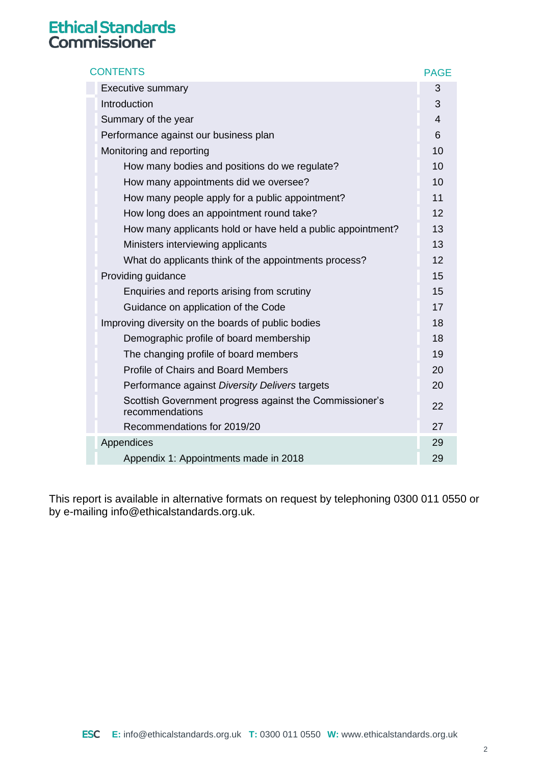**Ethical Standards Commissioner**

| CONTENTS | PAGE |
|---|---|
| Executive summary | 3 |
| Introduction | 3 |
| Summary of the year | 4 |
| Performance against our business plan | 6 |
| Monitoring and reporting | 10 |
| How many bodies and positions do we regulate? | 10 |
| How many appointments did we oversee? | 10 |
| How many people apply for a public appointment? | 11 |
| How long does an appointment round take? | 12 |
| How many applicants hold or have held a public appointment? | 13 |
| Ministers interviewing applicants | 13 |
| What do applicants think of the appointments process? | 12 |
| Providing guidance | 15 |
| Enquiries and reports arising from scrutiny | 15 |
| Guidance on application of the Code | 17 |
| Improving diversity on the boards of public bodies | 18 |
| Demographic profile of board membership | 18 |
| The changing profile of board members | 19 |
| Profile of Chairs and Board Members | 20 |
| Performance against *Diversity Delivers* targets | 20 |
| Scottish Government progress against the Commissioner's recommendations | 22 |
| Recommendations for 2019/20 | 27 |
| Appendices | 29 |
| Appendix 1: Appointments made in 2018 | 29 |

This report is available in alternative formats on request by telephoning 0300 011 0550 or by e-mailing info@ethicalstandards.org.uk.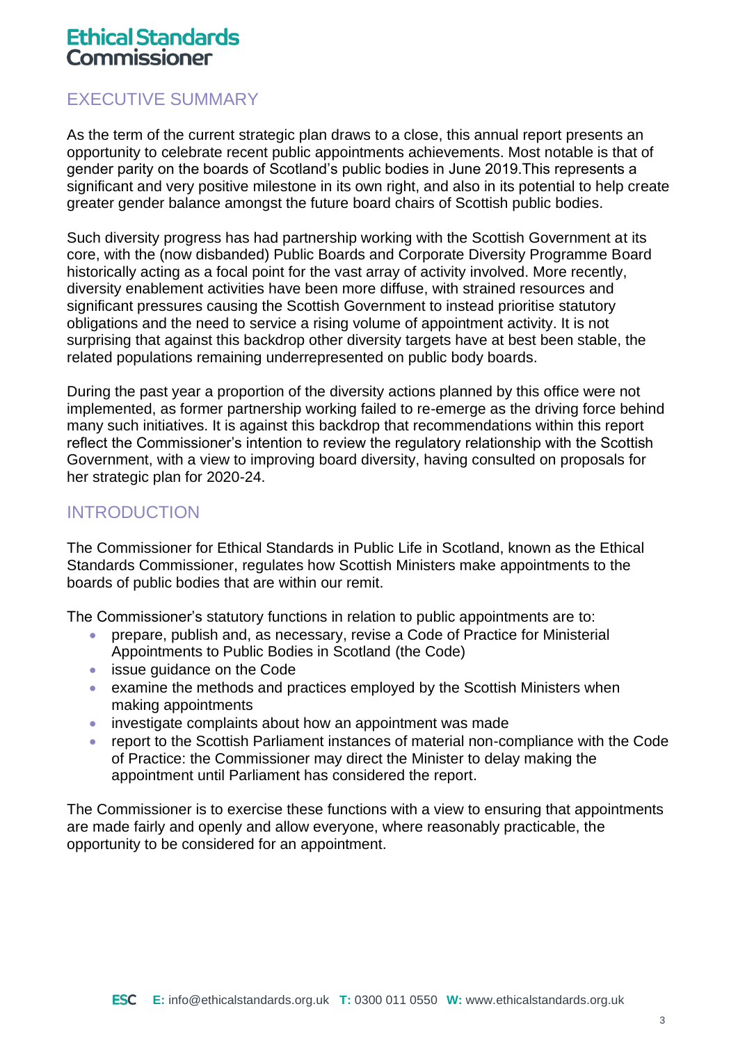## EXECUTIVE SUMMARY

As the term of the current strategic plan draws to a close, this annual report presents an opportunity to celebrate recent public appointments achievements. Most notable is that of gender parity on the boards of Scotland's public bodies in June 2019.This represents a significant and very positive milestone in its own right, and also in its potential to help create greater gender balance amongst the future board chairs of Scottish public bodies.

Such diversity progress has had partnership working with the Scottish Government at its core, with the (now disbanded) Public Boards and Corporate Diversity Programme Board historically acting as a focal point for the vast array of activity involved. More recently, diversity enablement activities have been more diffuse, with strained resources and significant pressures causing the Scottish Government to instead prioritise statutory obligations and the need to service a rising volume of appointment activity. It is not surprising that against this backdrop other diversity targets have at best been stable, the related populations remaining underrepresented on public body boards.

During the past year a proportion of the diversity actions planned by this office were not implemented, as former partnership working failed to re-emerge as the driving force behind many such initiatives. It is against this backdrop that recommendations within this report reflect the Commissioner's intention to review the regulatory relationship with the Scottish Government, with a view to improving board diversity, having consulted on proposals for her strategic plan for 2020-24.

## INTRODUCTION

The Commissioner for Ethical Standards in Public Life in Scotland, known as the Ethical Standards Commissioner, regulates how Scottish Ministers make appointments to the boards of public bodies that are within our remit.

The Commissioner's statutory functions in relation to public appointments are to:

- prepare, publish and, as necessary, revise a Code of Practice for Ministerial Appointments to Public Bodies in Scotland (the Code)
- issue guidance on the Code
- examine the methods and practices employed by the Scottish Ministers when making appointments
- investigate complaints about how an appointment was made
- report to the Scottish Parliament instances of material non-compliance with the Code of Practice: the Commissioner may direct the Minister to delay making the appointment until Parliament has considered the report.

The Commissioner is to exercise these functions with a view to ensuring that appointments are made fairly and openly and allow everyone, where reasonably practicable, the opportunity to be considered for an appointment.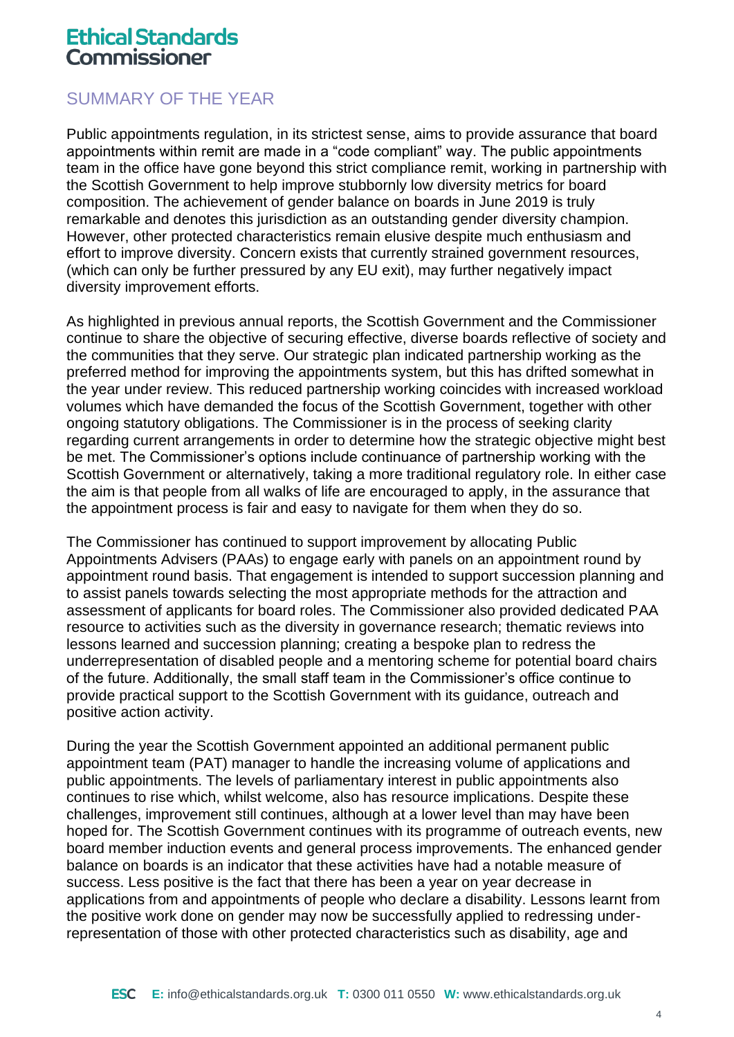## SUMMARY OF THE YEAR

Public appointments regulation, in its strictest sense, aims to provide assurance that board appointments within remit are made in a "code compliant" way. The public appointments team in the office have gone beyond this strict compliance remit, working in partnership with the Scottish Government to help improve stubbornly low diversity metrics for board composition. The achievement of gender balance on boards in June 2019 is truly remarkable and denotes this jurisdiction as an outstanding gender diversity champion. However, other protected characteristics remain elusive despite much enthusiasm and effort to improve diversity. Concern exists that currently strained government resources, (which can only be further pressured by any EU exit), may further negatively impact diversity improvement efforts.

As highlighted in previous annual reports, the Scottish Government and the Commissioner continue to share the objective of securing effective, diverse boards reflective of society and the communities that they serve. Our strategic plan indicated partnership working as the preferred method for improving the appointments system, but this has drifted somewhat in the year under review. This reduced partnership working coincides with increased workload volumes which have demanded the focus of the Scottish Government, together with other ongoing statutory obligations. The Commissioner is in the process of seeking clarity regarding current arrangements in order to determine how the strategic objective might best be met. The Commissioner's options include continuance of partnership working with the Scottish Government or alternatively, taking a more traditional regulatory role. In either case the aim is that people from all walks of life are encouraged to apply, in the assurance that the appointment process is fair and easy to navigate for them when they do so.

The Commissioner has continued to support improvement by allocating Public Appointments Advisers (PAAs) to engage early with panels on an appointment round by appointment round basis. That engagement is intended to support succession planning and to assist panels towards selecting the most appropriate methods for the attraction and assessment of applicants for board roles. The Commissioner also provided dedicated PAA resource to activities such as the diversity in governance research; thematic reviews into lessons learned and succession planning; creating a bespoke plan to redress the underrepresentation of disabled people and a mentoring scheme for potential board chairs of the future. Additionally, the small staff team in the Commissioner's office continue to provide practical support to the Scottish Government with its guidance, outreach and positive action activity.

During the year the Scottish Government appointed an additional permanent public appointment team (PAT) manager to handle the increasing volume of applications and public appointments. The levels of parliamentary interest in public appointments also continues to rise which, whilst welcome, also has resource implications. Despite these challenges, improvement still continues, although at a lower level than may have been hoped for. The Scottish Government continues with its programme of outreach events, new board member induction events and general process improvements. The enhanced gender balance on boards is an indicator that these activities have had a notable measure of success. Less positive is the fact that there has been a year on year decrease in applications from and appointments of people who declare a disability. Lessons learnt from the positive work done on gender may now be successfully applied to redressing under-representation of those with other protected characteristics such as disability, age and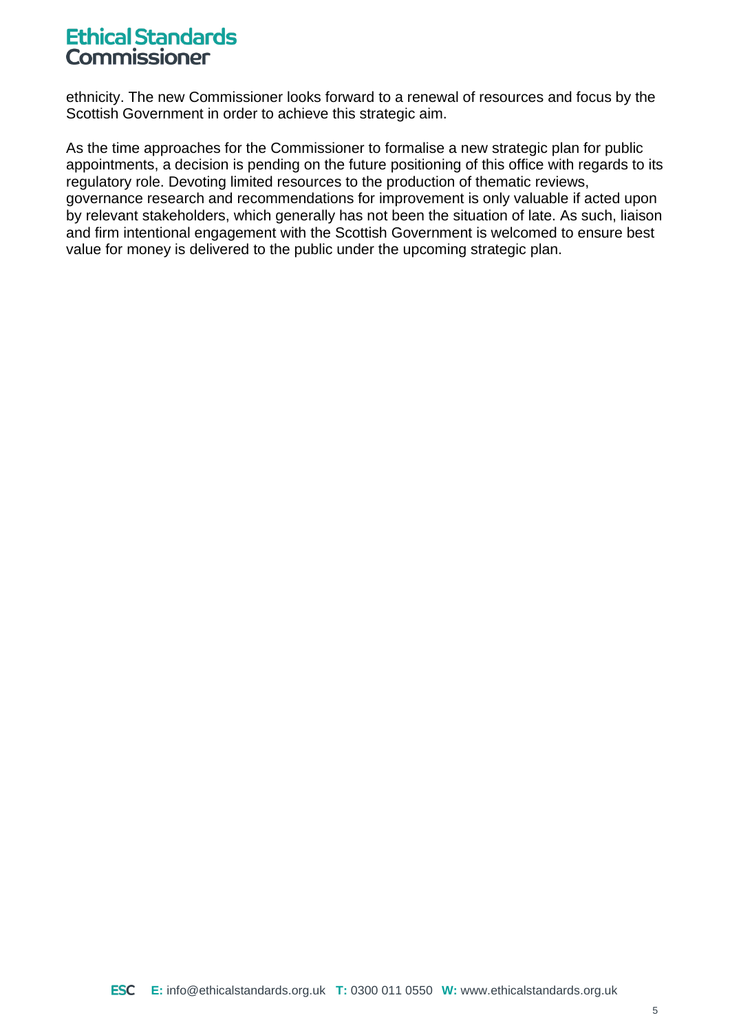ethnicity. The new Commissioner looks forward to a renewal of resources and focus by the Scottish Government in order to achieve this strategic aim.

As the time approaches for the Commissioner to formalise a new strategic plan for public appointments, a decision is pending on the future positioning of this office with regards to its regulatory role. Devoting limited resources to the production of thematic reviews, governance research and recommendations for improvement is only valuable if acted upon by relevant stakeholders, which generally has not been the situation of late. As such, liaison and firm intentional engagement with the Scottish Government is welcomed to ensure best value for money is delivered to the public under the upcoming strategic plan.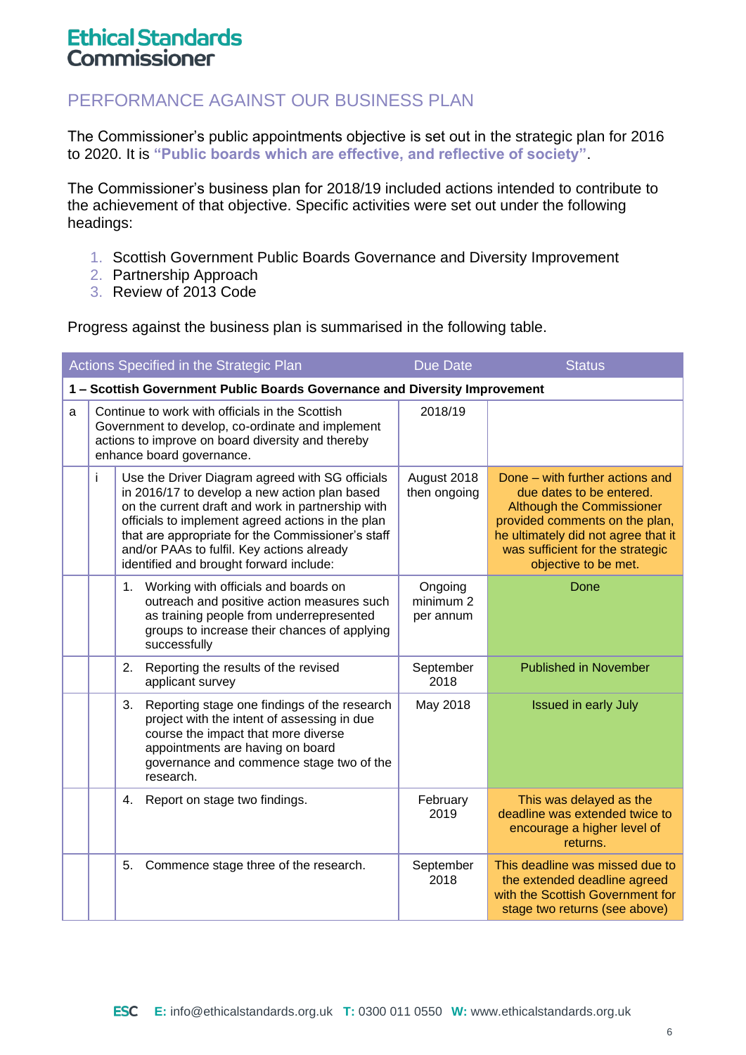## PERFORMANCE AGAINST OUR BUSINESS PLAN

The Commissioner's public appointments objective is set out in the strategic plan for 2016 to 2020. It is **"Public boards which are effective, and reflective of society"**.

The Commissioner's business plan for 2018/19 included actions intended to contribute to the achievement of that objective. Specific activities were set out under the following headings:

1. Scottish Government Public Boards Governance and Diversity Improvement
2. Partnership Approach
3. Review of 2013 Code

Progress against the business plan is summarised in the following table.

| | | Actions Specified in the Strategic Plan | Due Date | Status |
|---|---|---|---|---|
| **1 – Scottish Government Public Boards Governance and Diversity Improvement** | | | | |
| a | | Continue to work with officials in the Scottish Government to develop, co-ordinate and implement actions to improve on board diversity and thereby enhance board governance. | 2018/19 | |
| | i | Use the Driver Diagram agreed with SG officials in 2016/17 to develop a new action plan based on the current draft and work in partnership with officials to implement agreed actions in the plan that are appropriate for the Commissioner's staff and/or PAAs to fulfil. Key actions already identified and brought forward include: | August 2018 then ongoing | Done – with further actions and due dates to be entered. Although the Commissioner provided comments on the plan, he ultimately did not agree that it was sufficient for the strategic objective to be met. |
| | | 1. Working with officials and boards on outreach and positive action measures such as training people from underrepresented groups to increase their chances of applying successfully | Ongoing minimum 2 per annum | Done |
| | | 2. Reporting the results of the revised applicant survey | September 2018 | Published in November |
| | | 3. Reporting stage one findings of the research project with the intent of assessing in due course the impact that more diverse appointments are having on board governance and commence stage two of the research. | May 2018 | Issued in early July |
| | | 4. Report on stage two findings. | February 2019 | This was delayed as the deadline was extended twice to encourage a higher level of returns. |
| | | 5. Commence stage three of the research. | September 2018 | This deadline was missed due to the extended deadline agreed with the Scottish Government for stage two returns (see above) |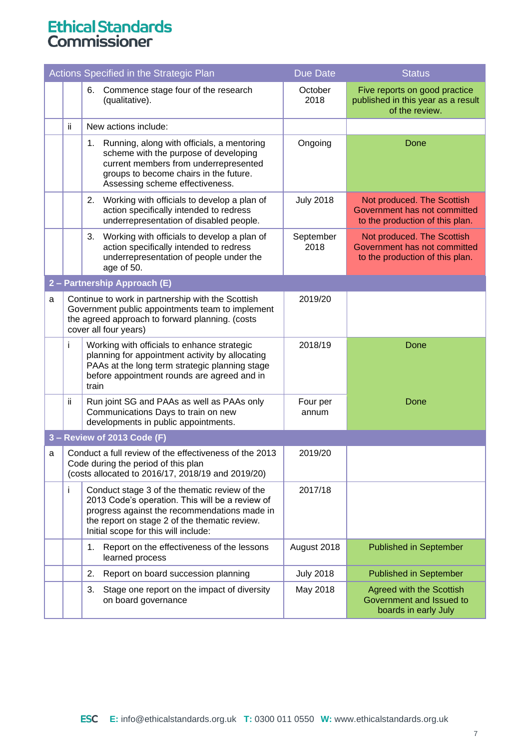Ethical Standards Commissioner

| Actions Specified in the Strategic Plan | | | Due Date | Status |
|---|---|---|---|---|
| | | 6. Commence stage four of the research (qualitative). | October 2018 | Five reports on good practice published in this year as a result of the review. |
| | ii | New actions include: | | |
| | | 1. Running, along with officials, a mentoring scheme with the purpose of developing current members from underrepresented groups to become chairs in the future. Assessing scheme effectiveness. | Ongoing | Done |
| | | 2. Working with officials to develop a plan of action specifically intended to redress underrepresentation of disabled people. | July 2018 | Not produced. The Scottish Government has not committed to the production of this plan. |
| | | 3. Working with officials to develop a plan of action specifically intended to redress underrepresentation of people under the age of 50. | September 2018 | Not produced. The Scottish Government has not committed to the production of this plan. |
| **2 – Partnership Approach (E)** | | | | |
| a | Continue to work in partnership with the Scottish Government public appointments team to implement the agreed approach to forward planning. (costs cover all four years) | | 2019/20 | |
| | i | Working with officials to enhance strategic planning for appointment activity by allocating PAAs at the long term strategic planning stage before appointment rounds are agreed and in train | 2018/19 | Done |
| | ii | Run joint SG and PAAs as well as PAAs only Communications Days to train on new developments in public appointments. | Four per annum | Done |
| **3 – Review of 2013 Code (F)** | | | | |
| a | Conduct a full review of the effectiveness of the 2013 Code during the period of this plan (costs allocated to 2016/17, 2018/19 and 2019/20) | | 2019/20 | |
| | i | Conduct stage 3 of the thematic review of the 2013 Code's operation. This will be a review of progress against the recommendations made in the report on stage 2 of the thematic review. Initial scope for this will include: | 2017/18 | |
| | | 1. Report on the effectiveness of the lessons learned process | August 2018 | Published in September |
| | | 2. Report on board succession planning | July 2018 | Published in September |
| | | 3. Stage one report on the impact of diversity on board governance | May 2018 | Agreed with the Scottish Government and Issued to boards in early July |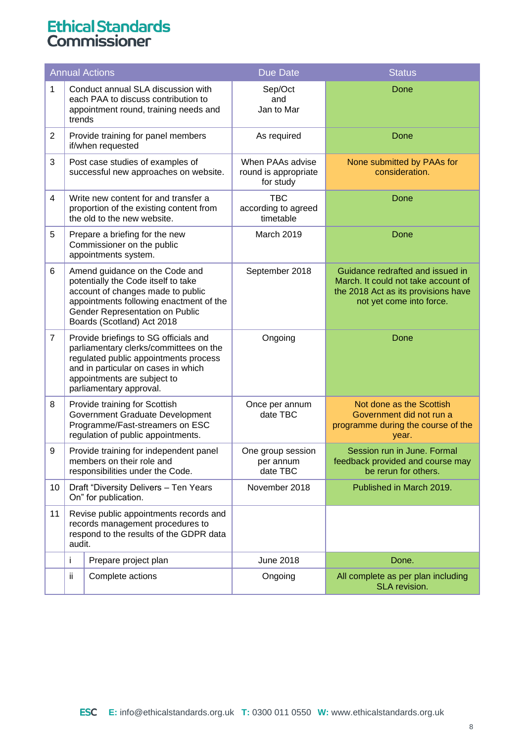| Annual Actions | | Due Date | Status |
|---|---|---|---|
| 1 | Conduct annual SLA discussion with each PAA to discuss contribution to appointment round, training needs and trends | Sep/Oct and Jan to Mar | Done |
| 2 | Provide training for panel members if/when requested | As required | Done |
| 3 | Post case studies of examples of successful new approaches on website. | When PAAs advise round is appropriate for study | None submitted by PAAs for consideration. |
| 4 | Write new content for and transfer a proportion of the existing content from the old to the new website. | TBC according to agreed timetable | Done |
| 5 | Prepare a briefing for the new Commissioner on the public appointments system. | March 2019 | Done |
| 6 | Amend guidance on the Code and potentially the Code itself to take account of changes made to public appointments following enactment of the Gender Representation on Public Boards (Scotland) Act 2018 | September 2018 | Guidance redrafted and issued in March. It could not take account of the 2018 Act as its provisions have not yet come into force. |
| 7 | Provide briefings to SG officials and parliamentary clerks/committees on the regulated public appointments process and in particular on cases in which appointments are subject to parliamentary approval. | Ongoing | Done |
| 8 | Provide training for Scottish Government Graduate Development Programme/Fast-streamers on ESC regulation of public appointments. | Once per annum date TBC | Not done as the Scottish Government did not run a programme during the course of the year. |
| 9 | Provide training for independent panel members on their role and responsibilities under the Code. | One group session per annum date TBC | Session run in June. Formal feedback provided and course may be rerun for others. |
| 10 | Draft "Diversity Delivers – Ten Years On" for publication. | November 2018 | Published in March 2019. |
| 11 | Revise public appointments records and records management procedures to respond to the results of the GDPR data audit. | | |
| | i Prepare project plan | June 2018 | Done. |
| | ii Complete actions | Ongoing | All complete as per plan including SLA revision. |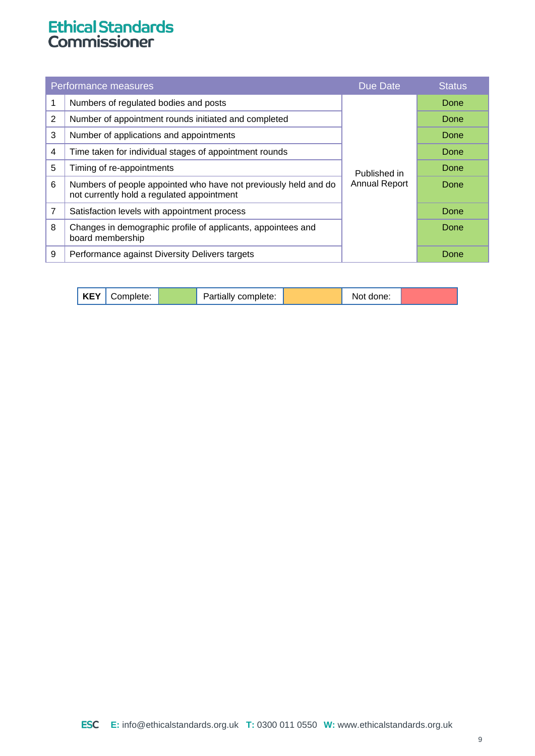| | Performance measures | Due Date | Status |
|---|---|---|---|
| 1 | Numbers of regulated bodies and posts | Published in Annual Report | Done |
| 2 | Number of appointment rounds initiated and completed | | Done |
| 3 | Number of applications and appointments | | Done |
| 4 | Time taken for individual stages of appointment rounds | | Done |
| 5 | Timing of re-appointments | | Done |
| 6 | Numbers of people appointed who have not previously held and do not currently hold a regulated appointment | | Done |
| 7 | Satisfaction levels with appointment process | | Done |
| 8 | Changes in demographic profile of applicants, appointees and board membership | | Done |
| 9 | Performance against Diversity Delivers targets | | Done |

| KEY | Complete: | | Partially complete: | | Not done: | |
|---|---|---|---|---|---|---|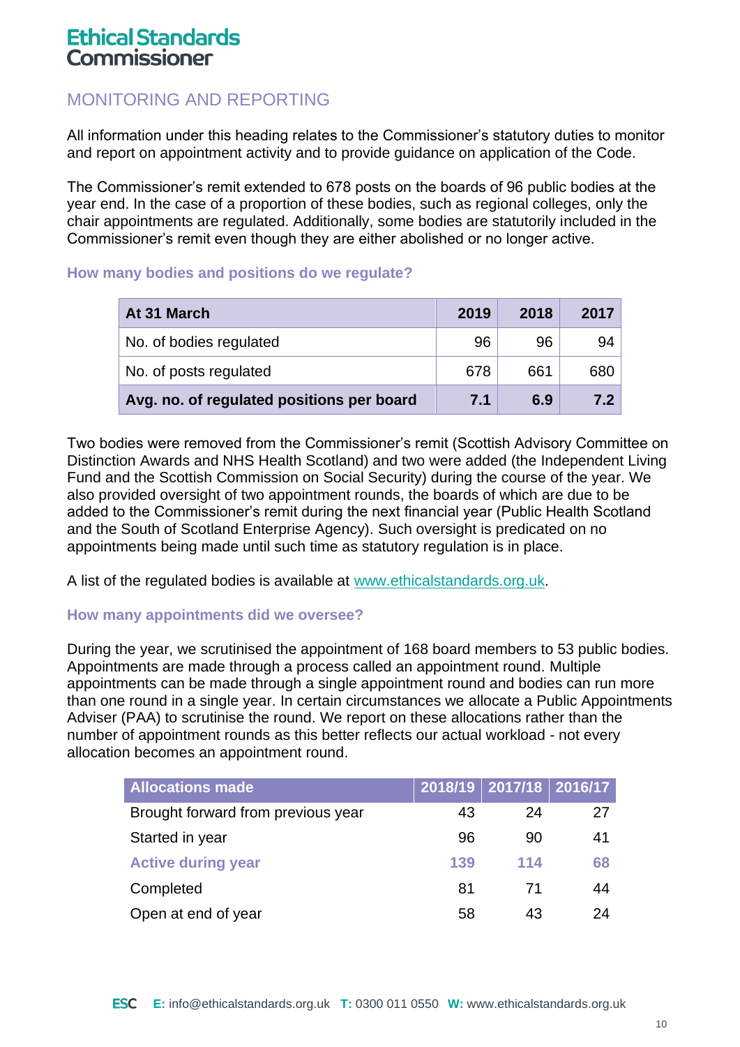Ethical Standards Commissioner

## MONITORING AND REPORTING

All information under this heading relates to the Commissioner's statutory duties to monitor and report on appointment activity and to provide guidance on application of the Code.

The Commissioner's remit extended to 678 posts on the boards of 96 public bodies at the year end. In the case of a proportion of these bodies, such as regional colleges, only the chair appointments are regulated. Additionally, some bodies are statutorily included in the Commissioner's remit even though they are either abolished or no longer active.

### How many bodies and positions do we regulate?

| At 31 March | 2019 | 2018 | 2017 |
|---|---|---|---|
| No. of bodies regulated | 96 | 96 | 94 |
| No. of posts regulated | 678 | 661 | 680 |
| **Avg. no. of regulated positions per board** | **7.1** | **6.9** | **7.2** |

Two bodies were removed from the Commissioner's remit (Scottish Advisory Committee on Distinction Awards and NHS Health Scotland) and two were added (the Independent Living Fund and the Scottish Commission on Social Security) during the course of the year. We also provided oversight of two appointment rounds, the boards of which are due to be added to the Commissioner's remit during the next financial year (Public Health Scotland and the South of Scotland Enterprise Agency). Such oversight is predicated on no appointments being made until such time as statutory regulation is in place.

A list of the regulated bodies is available at www.ethicalstandards.org.uk.

### How many appointments did we oversee?

During the year, we scrutinised the appointment of 168 board members to 53 public bodies. Appointments are made through a process called an appointment round. Multiple appointments can be made through a single appointment round and bodies can run more than one round in a single year. In certain circumstances we allocate a Public Appointments Adviser (PAA) to scrutinise the round. We report on these allocations rather than the number of appointment rounds as this better reflects our actual workload - not every allocation becomes an appointment round.

| Allocations made | 2018/19 | 2017/18 | 2016/17 |
|---|---|---|---|
| Brought forward from previous year | 43 | 24 | 27 |
| Started in year | 96 | 90 | 41 |
| **Active during year** | **139** | **114** | **68** |
| Completed | 81 | 71 | 44 |
| Open at end of year | 58 | 43 | 24 |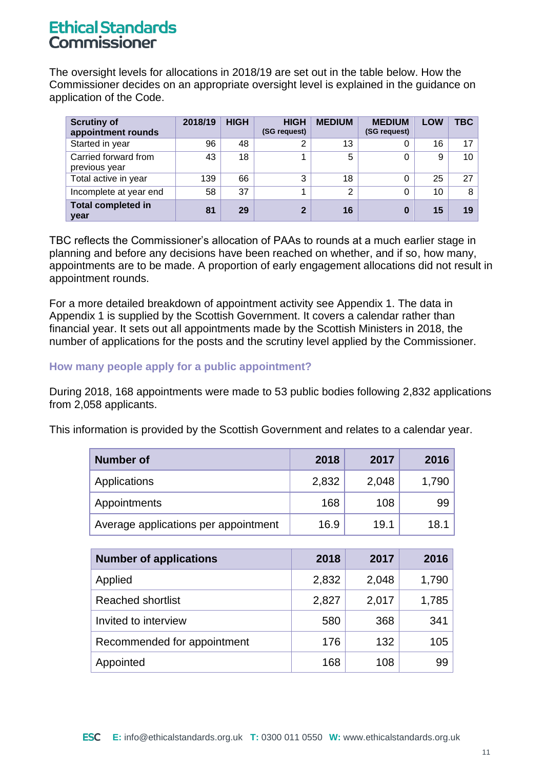The oversight levels for allocations in 2018/19 are set out in the table below. How the Commissioner decides on an appropriate oversight level is explained in the guidance on application of the Code.

| Scrutiny of appointment rounds | 2018/19 | HIGH | HIGH (SG request) | MEDIUM | MEDIUM (SG request) | LOW | TBC |
|---|---|---|---|---|---|---|---|
| Started in year | 96 | 48 | 2 | 13 | 0 | 16 | 17 |
| Carried forward from previous year | 43 | 18 | 1 | 5 | 0 | 9 | 10 |
| Total active in year | 139 | 66 | 3 | 18 | 0 | 25 | 27 |
| Incomplete at year end | 58 | 37 | 1 | 2 | 0 | 10 | 8 |
| **Total completed in year** | **81** | **29** | **2** | **16** | **0** | **15** | **19** |

TBC reflects the Commissioner's allocation of PAAs to rounds at a much earlier stage in planning and before any decisions have been reached on whether, and if so, how many, appointments are to be made. A proportion of early engagement allocations did not result in appointment rounds.

For a more detailed breakdown of appointment activity see Appendix 1. The data in Appendix 1 is supplied by the Scottish Government. It covers a calendar rather than financial year. It sets out all appointments made by the Scottish Ministers in 2018, the number of applications for the posts and the scrutiny level applied by the Commissioner.

### How many people apply for a public appointment?

During 2018, 168 appointments were made to 53 public bodies following 2,832 applications from 2,058 applicants.

This information is provided by the Scottish Government and relates to a calendar year.

| Number of | 2018 | 2017 | 2016 |
|---|---|---|---|
| Applications | 2,832 | 2,048 | 1,790 |
| Appointments | 168 | 108 | 99 |
| Average applications per appointment | 16.9 | 19.1 | 18.1 |

| Number of applications | 2018 | 2017 | 2016 |
|---|---|---|---|
| Applied | 2,832 | 2,048 | 1,790 |
| Reached shortlist | 2,827 | 2,017 | 1,785 |
| Invited to interview | 580 | 368 | 341 |
| Recommended for appointment | 176 | 132 | 105 |
| Appointed | 168 | 108 | 99 |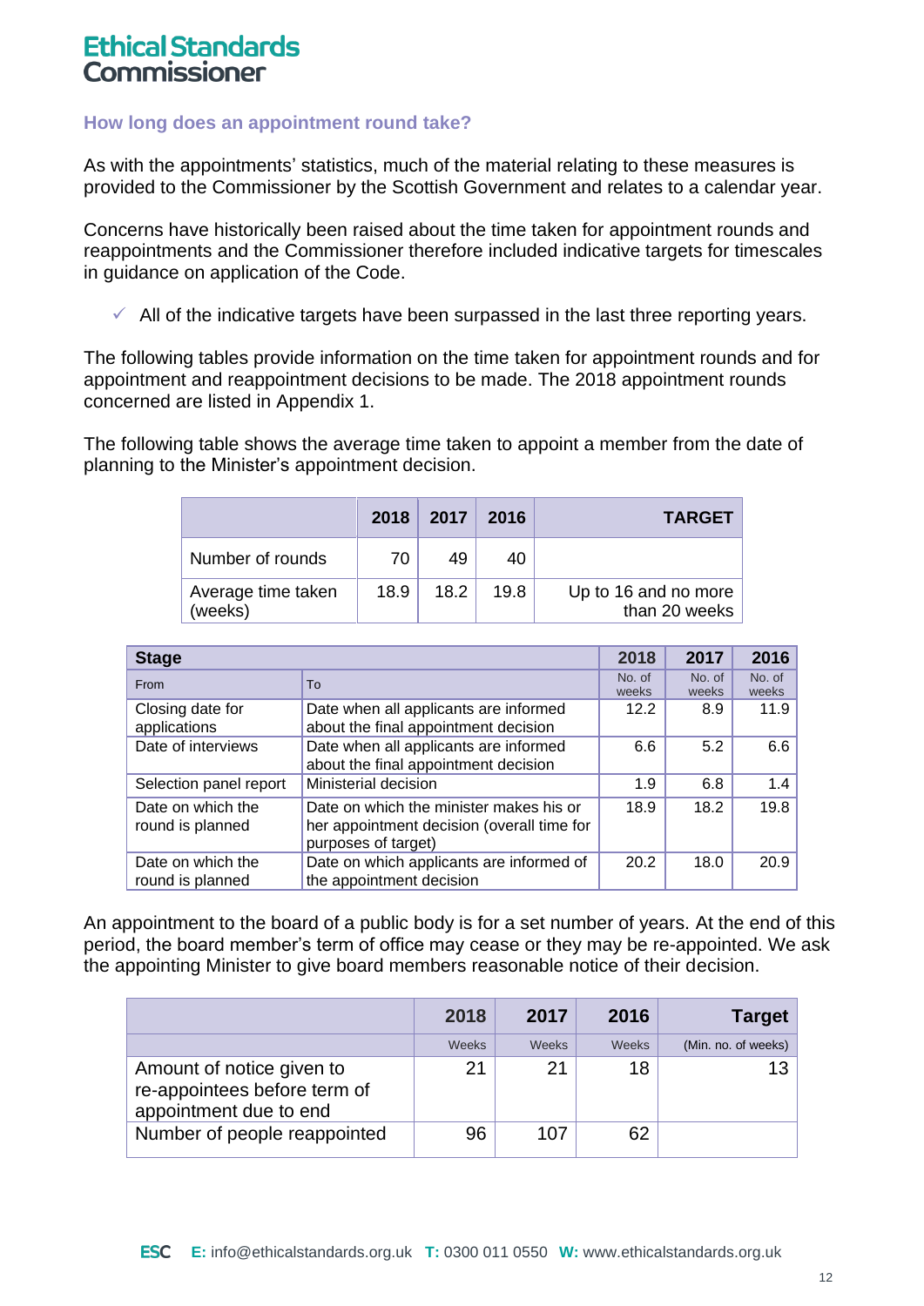## How long does an appointment round take?

As with the appointments' statistics, much of the material relating to these measures is provided to the Commissioner by the Scottish Government and relates to a calendar year.

Concerns have historically been raised about the time taken for appointment rounds and reappointments and the Commissioner therefore included indicative targets for timescales in guidance on application of the Code.

- ✓ All of the indicative targets have been surpassed in the last three reporting years.

The following tables provide information on the time taken for appointment rounds and for appointment and reappointment decisions to be made. The 2018 appointment rounds concerned are listed in Appendix 1.

The following table shows the average time taken to appoint a member from the date of planning to the Minister's appointment decision.

| | 2018 | 2017 | 2016 | TARGET |
|---|---|---|---|---|
| Number of rounds | 70 | 49 | 40 | |
| Average time taken (weeks) | 18.9 | 18.2 | 19.8 | Up to 16 and no more than 20 weeks |

| Stage | | 2018 | 2017 | 2016 |
|---|---|---|---|---|
| From | To | No. of weeks | No. of weeks | No. of weeks |
| Closing date for applications | Date when all applicants are informed about the final appointment decision | 12.2 | 8.9 | 11.9 |
| Date of interviews | Date when all applicants are informed about the final appointment decision | 6.6 | 5.2 | 6.6 |
| Selection panel report | Ministerial decision | 1.9 | 6.8 | 1.4 |
| Date on which the round is planned | Date on which the minister makes his or her appointment decision (overall time for purposes of target) | 18.9 | 18.2 | 19.8 |
| Date on which the round is planned | Date on which applicants are informed of the appointment decision | 20.2 | 18.0 | 20.9 |

An appointment to the board of a public body is for a set number of years. At the end of this period, the board member's term of office may cease or they may be re-appointed. We ask the appointing Minister to give board members reasonable notice of their decision.

| | 2018 | 2017 | 2016 | Target |
|---|---|---|---|---|
| | Weeks | Weeks | Weeks | (Min. no. of weeks) |
| Amount of notice given to re-appointees before term of appointment due to end | 21 | 21 | 18 | 13 |
| Number of people reappointed | 96 | 107 | 62 | |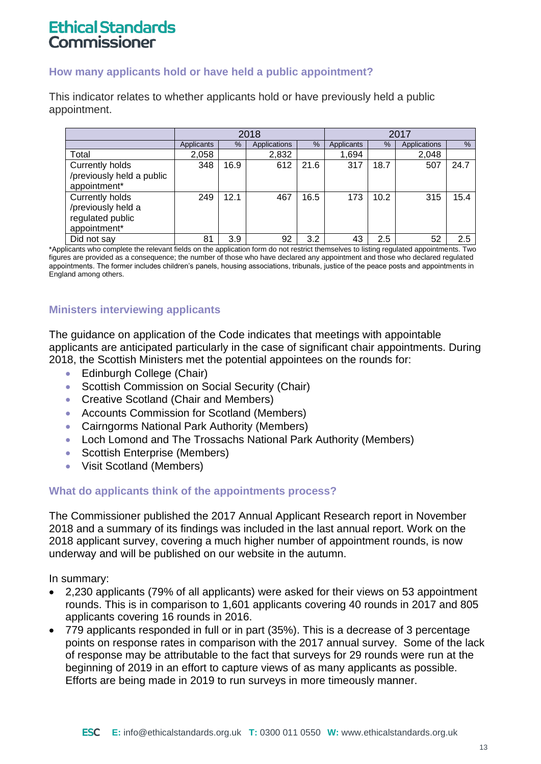## How many applicants hold or have held a public appointment?

This indicator relates to whether applicants hold or have previously held a public appointment.

| | 2018 | | | | 2017 | | | |
|---|---|---|---|---|---|---|---|---|
| | Applicants | % | Applications | % | Applicants | % | Applications | % |
| Total | 2,058 | | 2,832 | | 1,694 | | 2,048 | |
| Currently holds /previously held a public appointment* | 348 | 16.9 | 612 | 21.6 | 317 | 18.7 | 507 | 24.7 |
| Currently holds /previously held a regulated public appointment* | 249 | 12.1 | 467 | 16.5 | 173 | 10.2 | 315 | 15.4 |
| Did not say | 81 | 3.9 | 92 | 3.2 | 43 | 2.5 | 52 | 2.5 |

*Applicants who complete the relevant fields on the application form do not restrict themselves to listing regulated appointments. Two figures are provided as a consequence; the number of those who have declared any appointment and those who declared regulated appointments. The former includes children's panels, housing associations, tribunals, justice of the peace posts and appointments in England among others.

## Ministers interviewing applicants

The guidance on application of the Code indicates that meetings with appointable applicants are anticipated particularly in the case of significant chair appointments. During 2018, the Scottish Ministers met the potential appointees on the rounds for:

- Edinburgh College (Chair)
- Scottish Commission on Social Security (Chair)
- Creative Scotland (Chair and Members)
- Accounts Commission for Scotland (Members)
- Cairngorms National Park Authority (Members)
- Loch Lomond and The Trossachs National Park Authority (Members)
- Scottish Enterprise (Members)
- Visit Scotland (Members)

## What do applicants think of the appointments process?

The Commissioner published the 2017 Annual Applicant Research report in November 2018 and a summary of its findings was included in the last annual report. Work on the 2018 applicant survey, covering a much higher number of appointment rounds, is now underway and will be published on our website in the autumn.

In summary:

- 2,230 applicants (79% of all applicants) were asked for their views on 53 appointment rounds. This is in comparison to 1,601 applicants covering 40 rounds in 2017 and 805 applicants covering 16 rounds in 2016.
- 779 applicants responded in full or in part (35%). This is a decrease of 3 percentage points on response rates in comparison with the 2017 annual survey. Some of the lack of response may be attributable to the fact that surveys for 29 rounds were run at the beginning of 2019 in an effort to capture views of as many applicants as possible. Efforts are being made in 2019 to run surveys in more timeously manner.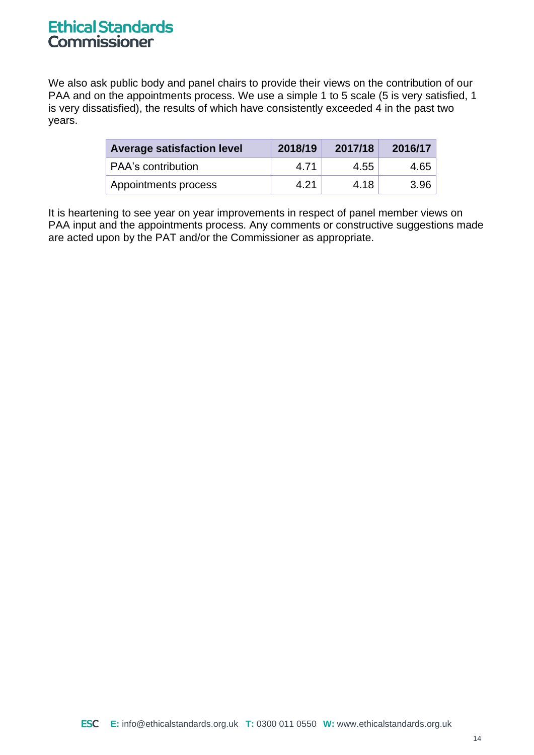We also ask public body and panel chairs to provide their views on the contribution of our PAA and on the appointments process. We use a simple 1 to 5 scale (5 is very satisfied, 1 is very dissatisfied), the results of which have consistently exceeded 4 in the past two years.

| Average satisfaction level | 2018/19 | 2017/18 | 2016/17 |
|---|---|---|---|
| PAA's contribution | 4.71 | 4.55 | 4.65 |
| Appointments process | 4.21 | 4.18 | 3.96 |

It is heartening to see year on year improvements in respect of panel member views on PAA input and the appointments process. Any comments or constructive suggestions made are acted upon by the PAT and/or the Commissioner as appropriate.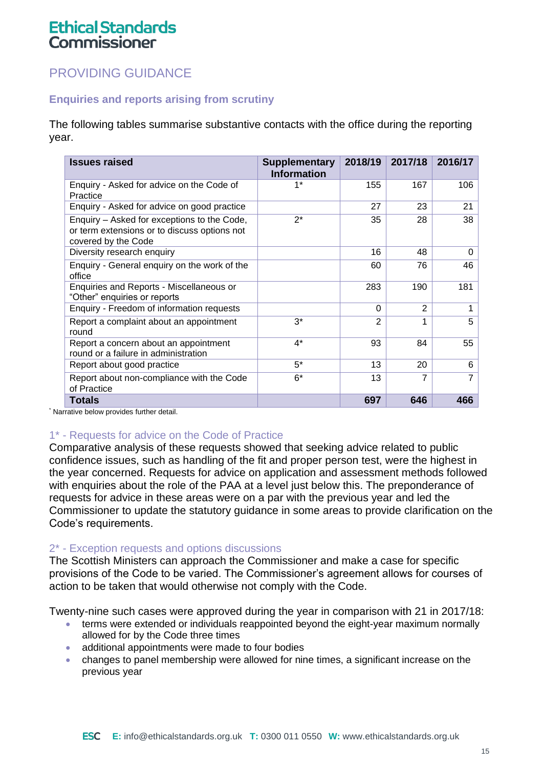## PROVIDING GUIDANCE

### Enquiries and reports arising from scrutiny

The following tables summarise substantive contacts with the office during the reporting year.

| Issues raised | Supplementary Information | 2018/19 | 2017/18 | 2016/17 |
|---|---|---|---|---|
| Enquiry - Asked for advice on the Code of Practice | 1* | 155 | 167 | 106 |
| Enquiry - Asked for advice on good practice | | 27 | 23 | 21 |
| Enquiry – Asked for exceptions to the Code, or term extensions or to discuss options not covered by the Code | 2* | 35 | 28 | 38 |
| Diversity research enquiry | | 16 | 48 | 0 |
| Enquiry - General enquiry on the work of the office | | 60 | 76 | 46 |
| Enquiries and Reports - Miscellaneous or “Other” enquiries or reports | | 283 | 190 | 181 |
| Enquiry - Freedom of information requests | | 0 | 2 | 1 |
| Report a complaint about an appointment round | 3* | 2 | 1 | 5 |
| Report a concern about an appointment round or a failure in administration | 4* | 93 | 84 | 55 |
| Report about good practice | 5* | 13 | 20 | 6 |
| Report about non-compliance with the Code of Practice | 6* | 13 | 7 | 7 |
| **Totals** | | **697** | **646** | **466** |

* Narrative below provides further detail.

#### 1* - Requests for advice on the Code of Practice

Comparative analysis of these requests showed that seeking advice related to public confidence issues, such as handling of the fit and proper person test, were the highest in the year concerned. Requests for advice on application and assessment methods followed with enquiries about the role of the PAA at a level just below this. The preponderance of requests for advice in these areas were on a par with the previous year and led the Commissioner to update the statutory guidance in some areas to provide clarification on the Code's requirements.

#### 2* - Exception requests and options discussions

The Scottish Ministers can approach the Commissioner and make a case for specific provisions of the Code to be varied. The Commissioner's agreement allows for courses of action to be taken that would otherwise not comply with the Code.

Twenty-nine such cases were approved during the year in comparison with 21 in 2017/18:

- terms were extended or individuals reappointed beyond the eight-year maximum normally allowed for by the Code three times
- additional appointments were made to four bodies
- changes to panel membership were allowed for nine times, a significant increase on the previous year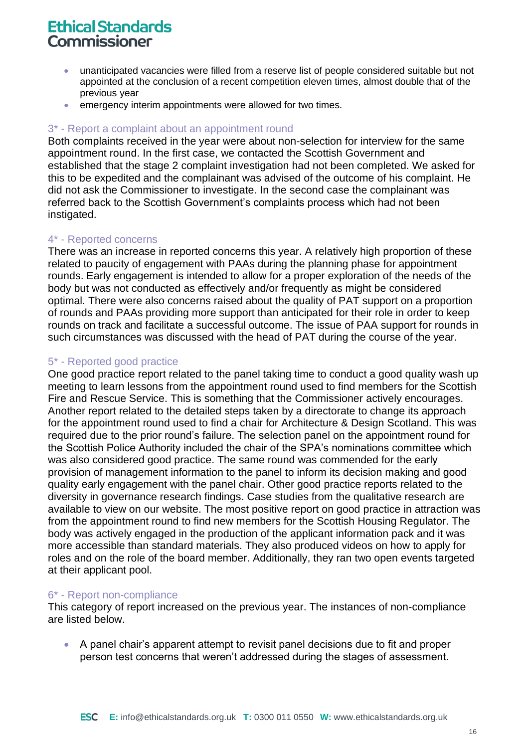- unanticipated vacancies were filled from a reserve list of people considered suitable but not appointed at the conclusion of a recent competition eleven times, almost double that of the previous year
- emergency interim appointments were allowed for two times.

### 3* - Report a complaint about an appointment round

Both complaints received in the year were about non-selection for interview for the same appointment round. In the first case, we contacted the Scottish Government and established that the stage 2 complaint investigation had not been completed. We asked for this to be expedited and the complainant was advised of the outcome of his complaint. He did not ask the Commissioner to investigate. In the second case the complainant was referred back to the Scottish Government's complaints process which had not been instigated.

### 4* - Reported concerns

There was an increase in reported concerns this year. A relatively high proportion of these related to paucity of engagement with PAAs during the planning phase for appointment rounds. Early engagement is intended to allow for a proper exploration of the needs of the body but was not conducted as effectively and/or frequently as might be considered optimal. There were also concerns raised about the quality of PAT support on a proportion of rounds and PAAs providing more support than anticipated for their role in order to keep rounds on track and facilitate a successful outcome. The issue of PAA support for rounds in such circumstances was discussed with the head of PAT during the course of the year.

### 5* - Reported good practice

One good practice report related to the panel taking time to conduct a good quality wash up meeting to learn lessons from the appointment round used to find members for the Scottish Fire and Rescue Service. This is something that the Commissioner actively encourages. Another report related to the detailed steps taken by a directorate to change its approach for the appointment round used to find a chair for Architecture & Design Scotland. This was required due to the prior round's failure. The selection panel on the appointment round for the Scottish Police Authority included the chair of the SPA's nominations committee which was also considered good practice. The same round was commended for the early provision of management information to the panel to inform its decision making and good quality early engagement with the panel chair. Other good practice reports related to the diversity in governance research findings. Case studies from the qualitative research are available to view on our website. The most positive report on good practice in attraction was from the appointment round to find new members for the Scottish Housing Regulator. The body was actively engaged in the production of the applicant information pack and it was more accessible than standard materials. They also produced videos on how to apply for roles and on the role of the board member. Additionally, they ran two open events targeted at their applicant pool.

### 6* - Report non-compliance

This category of report increased on the previous year. The instances of non-compliance are listed below.

- A panel chair's apparent attempt to revisit panel decisions due to fit and proper person test concerns that weren't addressed during the stages of assessment.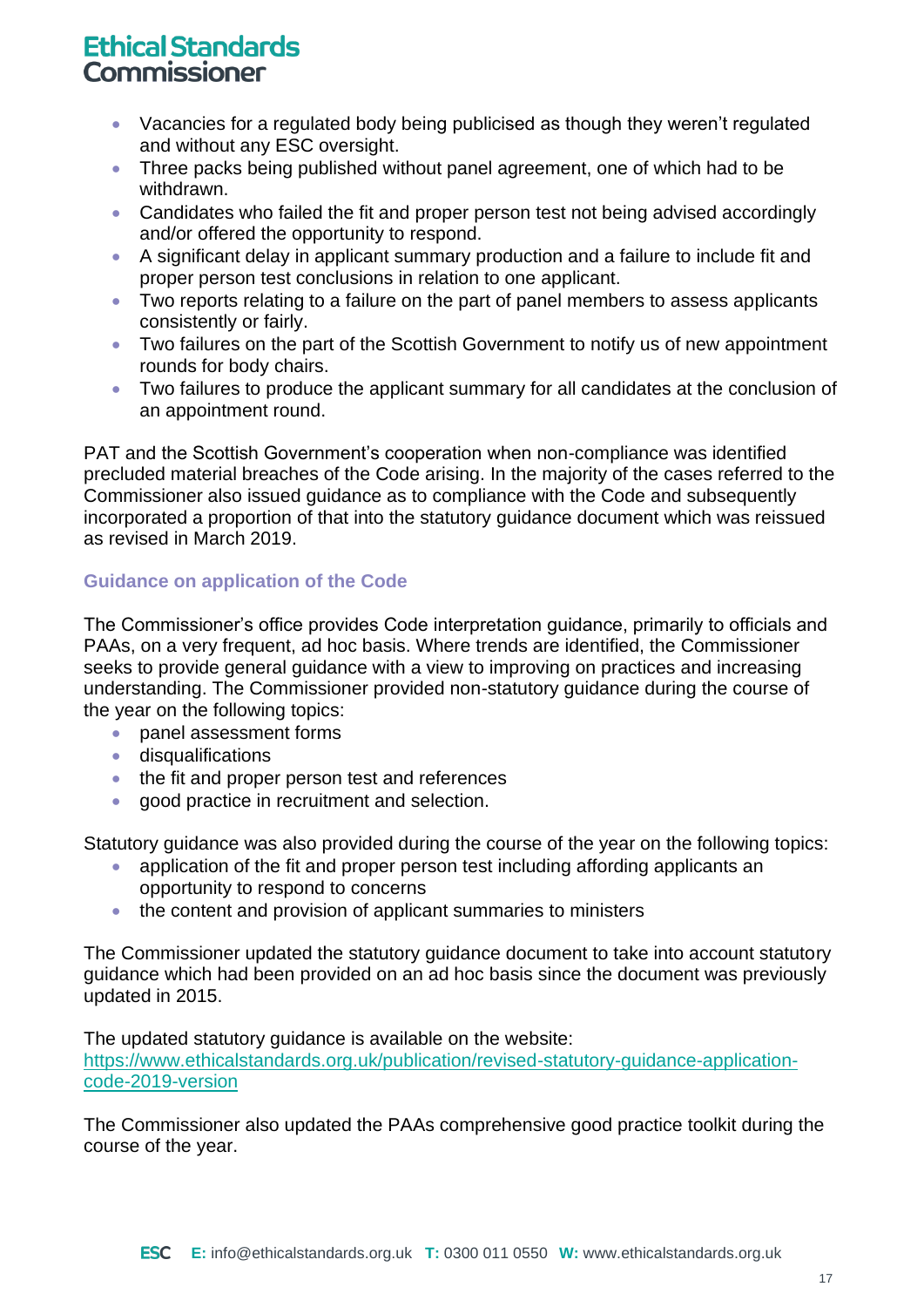- Vacancies for a regulated body being publicised as though they weren't regulated and without any ESC oversight.
- Three packs being published without panel agreement, one of which had to be withdrawn.
- Candidates who failed the fit and proper person test not being advised accordingly and/or offered the opportunity to respond.
- A significant delay in applicant summary production and a failure to include fit and proper person test conclusions in relation to one applicant.
- Two reports relating to a failure on the part of panel members to assess applicants consistently or fairly.
- Two failures on the part of the Scottish Government to notify us of new appointment rounds for body chairs.
- Two failures to produce the applicant summary for all candidates at the conclusion of an appointment round.

PAT and the Scottish Government's cooperation when non-compliance was identified precluded material breaches of the Code arising. In the majority of the cases referred to the Commissioner also issued guidance as to compliance with the Code and subsequently incorporated a proportion of that into the statutory guidance document which was reissued as revised in March 2019.

### Guidance on application of the Code

The Commissioner's office provides Code interpretation guidance, primarily to officials and PAAs, on a very frequent, ad hoc basis. Where trends are identified, the Commissioner seeks to provide general guidance with a view to improving on practices and increasing understanding. The Commissioner provided non-statutory guidance during the course of the year on the following topics:

- panel assessment forms
- disqualifications
- the fit and proper person test and references
- good practice in recruitment and selection.

Statutory guidance was also provided during the course of the year on the following topics:

- application of the fit and proper person test including affording applicants an opportunity to respond to concerns
- the content and provision of applicant summaries to ministers

The Commissioner updated the statutory guidance document to take into account statutory guidance which had been provided on an ad hoc basis since the document was previously updated in 2015.

The updated statutory guidance is available on the website:
https://www.ethicalstandards.org.uk/publication/revised-statutory-guidance-application-code-2019-version

The Commissioner also updated the PAAs comprehensive good practice toolkit during the course of the year.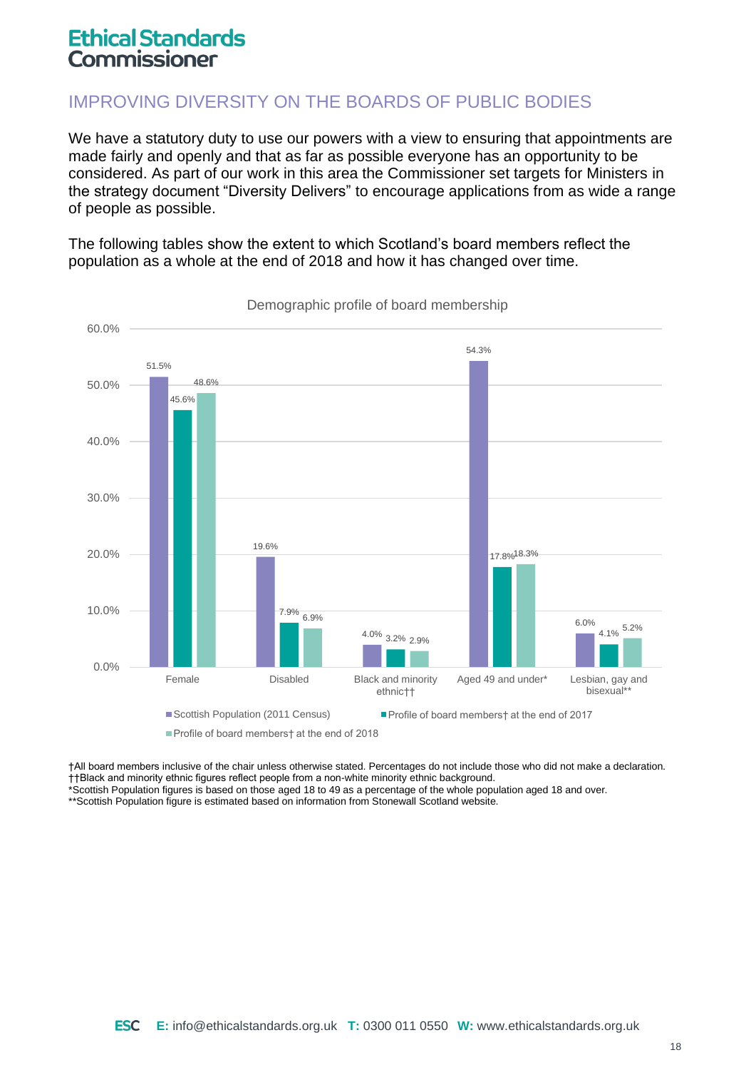# IMPROVING DIVERSITY ON THE BOARDS OF PUBLIC BODIES

We have a statutory duty to use our powers with a view to ensuring that appointments are made fairly and openly and that as far as possible everyone has an opportunity to be considered. As part of our work in this area the Commissioner set targets for Ministers in the strategy document "Diversity Delivers" to encourage applications from as wide a range of people as possible.

The following tables show the extent to which Scotland's board members reflect the population as a whole at the end of 2018 and how it has changed over time.

Demographic profile of board membership

60.0%
50.0%
40.0%
30.0%
20.0%
10.0%
0.0%

Female: 51.5% 45.6% 48.6%
Disabled: 19.6% 7.9% 6.9%
Black and minority ethnic††: 4.0% 3.2% 2.9%
Aged 49 and under*: 54.3% 17.8% 18.3%
Lesbian, gay and bisexual**: 6.0% 4.1% 5.2%

Scottish Population (2011 Census)
Profile of board members† at the end of 2017
Profile of board members† at the end of 2018

†All board members inclusive of the chair unless otherwise stated. Percentages do not include those who did not make a declaration.
††Black and minority ethnic figures reflect people from a non-white minority ethnic background.
*Scottish Population figures is based on those aged 18 to 49 as a percentage of the whole population aged 18 and over.
**Scottish Population figure is estimated based on information from Stonewall Scotland website.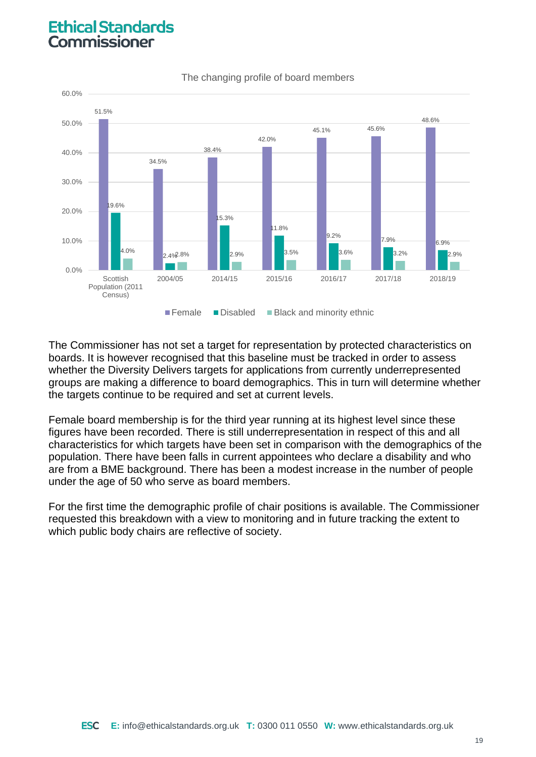The changing profile of board members

60.0%
50.0%
40.0%
30.0%
20.0%
10.0%
0.0%

Scottish Population (2011 Census): 51.5% 19.6% 4.0%
2004/05: 34.5% 2.4% 2.8%
2014/15: 38.4% 15.3% 2.9%
2015/16: 42.0% 11.8% 3.5%
2016/17: 45.1% 9.2% 3.6%
2017/18: 45.6% 7.9% 3.2%
2018/19: 48.6% 6.9% 2.9%

Female   Disabled   Black and minority ethnic

The Commissioner has not set a target for representation by protected characteristics on boards. It is however recognised that this baseline must be tracked in order to assess whether the Diversity Delivers targets for applications from currently underrepresented groups are making a difference to board demographics. This in turn will determine whether the targets continue to be required and set at current levels.

Female board membership is for the third year running at its highest level since these figures have been recorded. There is still underrepresentation in respect of this and all characteristics for which targets have been set in comparison with the demographics of the population. There have been falls in current appointees who declare a disability and who are from a BME background. There has been a modest increase in the number of people under the age of 50 who serve as board members.

For the first time the demographic profile of chair positions is available. The Commissioner requested this breakdown with a view to monitoring and in future tracking the extent to which public body chairs are reflective of society.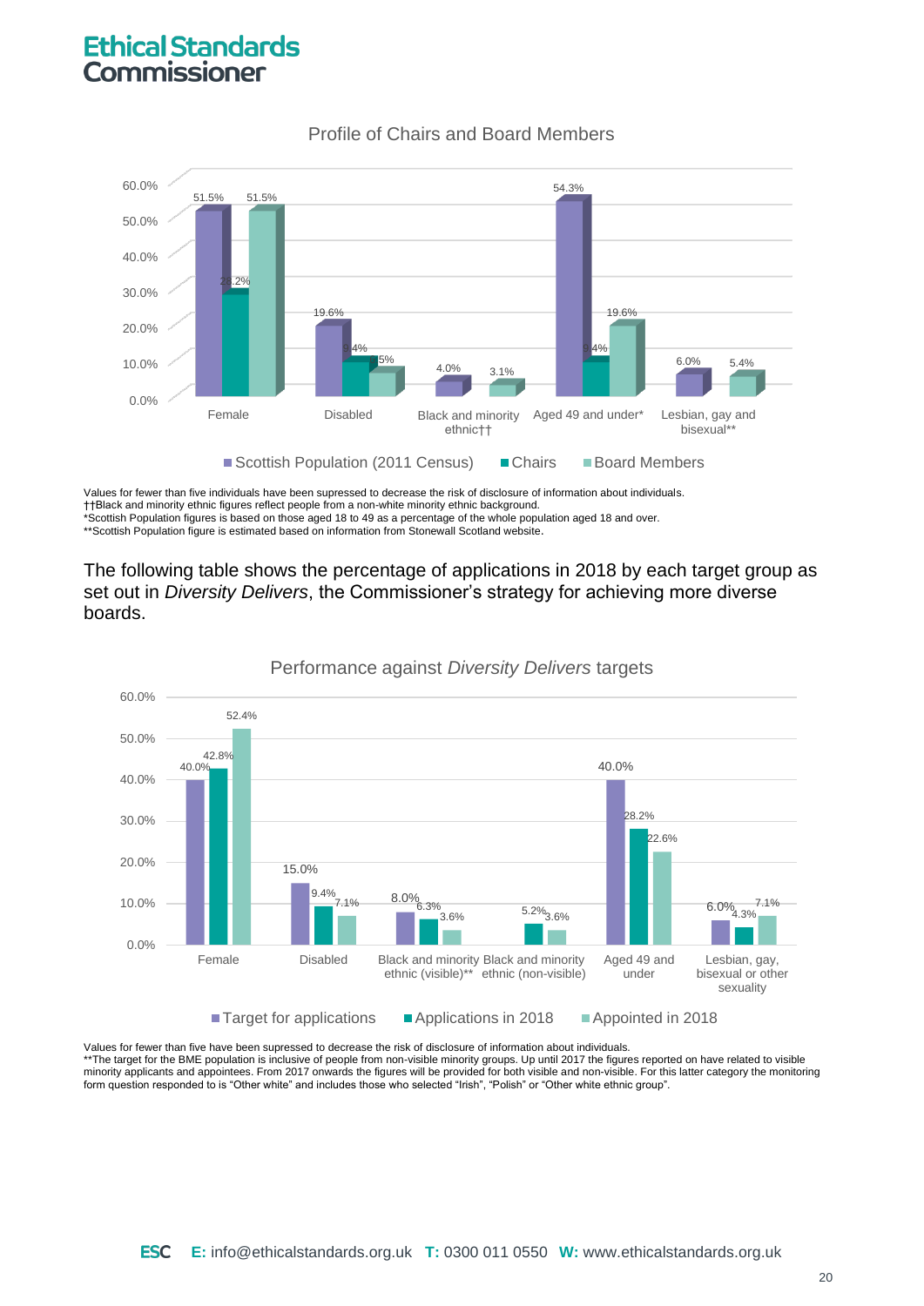Profile of Chairs and Board Members

60.0%
50.0%
40.0%
30.0%
20.0%
10.0%
0.0%

51.5% 28.2% 51.5%
19.6% 9.4% 6.5%
4.0% 3.1%
54.3% 9.4% 19.6%
6.0% 5.4%

Female
Disabled
Black and minority ethnic††
Aged 49 and under*
Lesbian, gay and bisexual**

Scottish Population (2011 Census) Chairs Board Members

Values for fewer than five individuals have been supressed to decrease the risk of disclosure of information about individuals.
††Black and minority ethnic figures reflect people from a non-white minority ethnic background.
*Scottish Population figures is based on those aged 18 to 49 as a percentage of the whole population aged 18 and over.
**Scottish Population figure is estimated based on information from Stonewall Scotland website.

The following table shows the percentage of applications in 2018 by each target group as set out in *Diversity Delivers*, the Commissioner's strategy for achieving more diverse boards.

Performance against *Diversity Delivers* targets

60.0%
50.0%
40.0%
30.0%
20.0%
10.0%
0.0%

40.0% 42.8% 52.4%
15.0% 9.4% 7.1%
8.0% 6.3% 3.6%
5.2% 3.6%
40.0% 28.2% 22.6%
6.0% 4.3% 7.1%

Female
Disabled
Black and minority ethnic (visible)**
Black and minority ethnic (non-visible)
Aged 49 and under
Lesbian, gay, bisexual or other sexuality

Target for applications Applications in 2018 Appointed in 2018

Values for fewer than five have been supressed to decrease the risk of disclosure of information about individuals.
**The target for the BME population is inclusive of people from non-visible minority groups. Up until 2017 the figures reported on have related to visible minority applicants and appointees. From 2017 onwards the figures will be provided for both visible and non-visible. For this latter category the monitoring form question responded to is "Other white" and includes those who selected "Irish", "Polish" or "Other white ethnic group".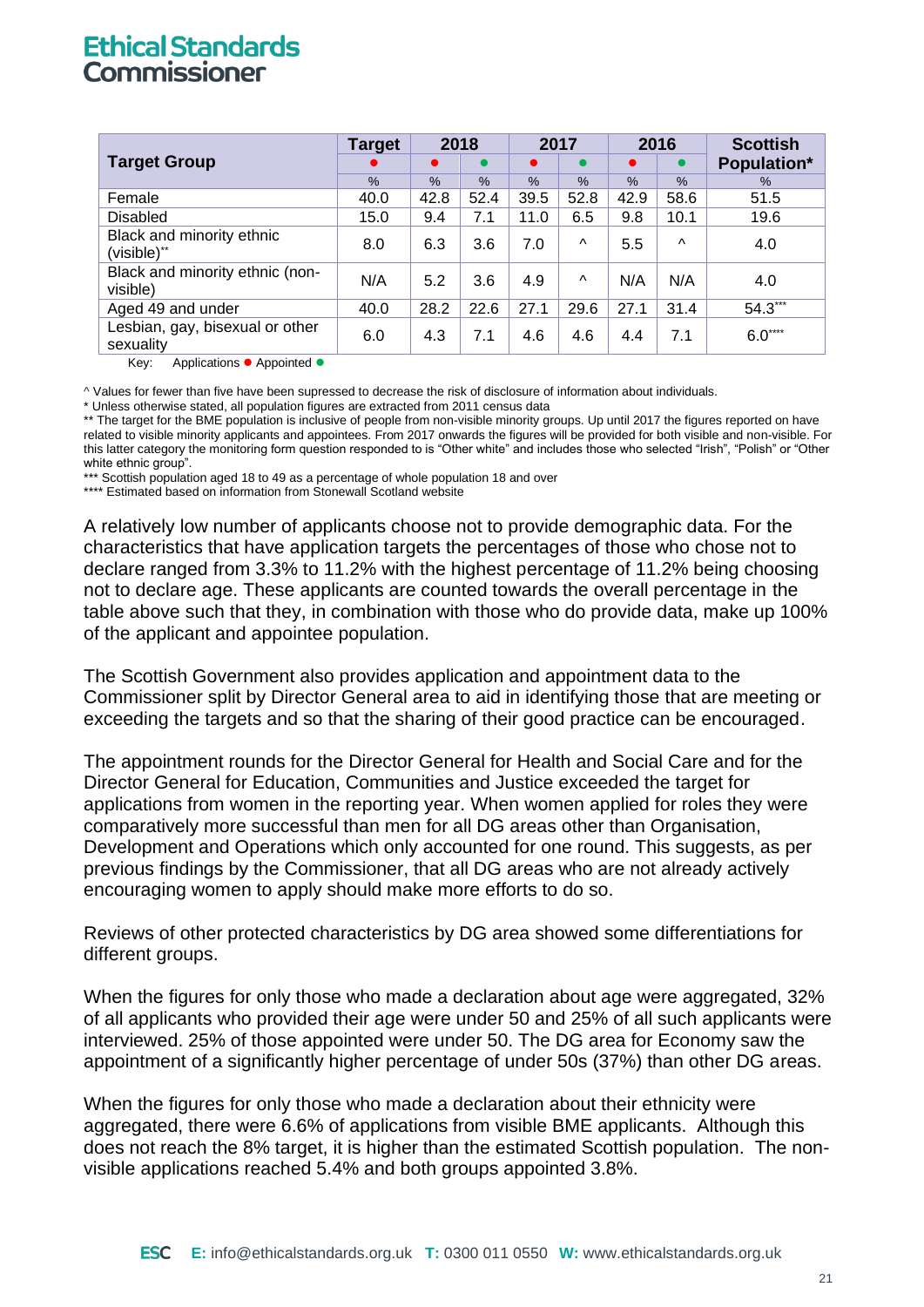| Target Group | Target | 2018 | | 2017 | | 2016 | | Scottish Population* |
|---|---|---|---|---|---|---|---|---|
| | ● | ● | ● | ● | ● | ● | ● | |
| | % | % | % | % | % | % | % | % |
| Female | 40.0 | 42.8 | 52.4 | 39.5 | 52.8 | 42.9 | 58.6 | 51.5 |
| Disabled | 15.0 | 9.4 | 7.1 | 11.0 | 6.5 | 9.8 | 10.1 | 19.6 |
| Black and minority ethnic (visible)** | 8.0 | 6.3 | 3.6 | 7.0 | ^ | 5.5 | ^ | 4.0 |
| Black and minority ethnic (non-visible) | N/A | 5.2 | 3.6 | 4.9 | ^ | N/A | N/A | 4.0 |
| Aged 49 and under | 40.0 | 28.2 | 22.6 | 27.1 | 29.6 | 27.1 | 31.4 | 54.3*** |
| Lesbian, gay, bisexual or other sexuality | 6.0 | 4.3 | 7.1 | 4.6 | 4.6 | 4.4 | 7.1 | 6.0**** |

Key: Applications ● Appointed ●

^ Values for fewer than five have been supressed to decrease the risk of disclosure of information about individuals.
* Unless otherwise stated, all population figures are extracted from 2011 census data
** The target for the BME population is inclusive of people from non-visible minority groups. Up until 2017 the figures reported on have related to visible minority applicants and appointees. From 2017 onwards the figures will be provided for both visible and non-visible. For this latter category the monitoring form question responded to is "Other white" and includes those who selected "Irish", "Polish" or "Other white ethnic group".
*** Scottish population aged 18 to 49 as a percentage of whole population 18 and over
**** Estimated based on information from Stonewall Scotland website

A relatively low number of applicants choose not to provide demographic data. For the characteristics that have application targets the percentages of those who chose not to declare ranged from 3.3% to 11.2% with the highest percentage of 11.2% being choosing not to declare age. These applicants are counted towards the overall percentage in the table above such that they, in combination with those who do provide data, make up 100% of the applicant and appointee population.

The Scottish Government also provides application and appointment data to the Commissioner split by Director General area to aid in identifying those that are meeting or exceeding the targets and so that the sharing of their good practice can be encouraged.

The appointment rounds for the Director General for Health and Social Care and for the Director General for Education, Communities and Justice exceeded the target for applications from women in the reporting year. When women applied for roles they were comparatively more successful than men for all DG areas other than Organisation, Development and Operations which only accounted for one round. This suggests, as per previous findings by the Commissioner, that all DG areas who are not already actively encouraging women to apply should make more efforts to do so.

Reviews of other protected characteristics by DG area showed some differentiations for different groups.

When the figures for only those who made a declaration about age were aggregated, 32% of all applicants who provided their age were under 50 and 25% of all such applicants were interviewed. 25% of those appointed were under 50. The DG area for Economy saw the appointment of a significantly higher percentage of under 50s (37%) than other DG areas.

When the figures for only those who made a declaration about their ethnicity were aggregated, there were 6.6% of applications from visible BME applicants. Although this does not reach the 8% target, it is higher than the estimated Scottish population. The non-visible applications reached 5.4% and both groups appointed 3.8%.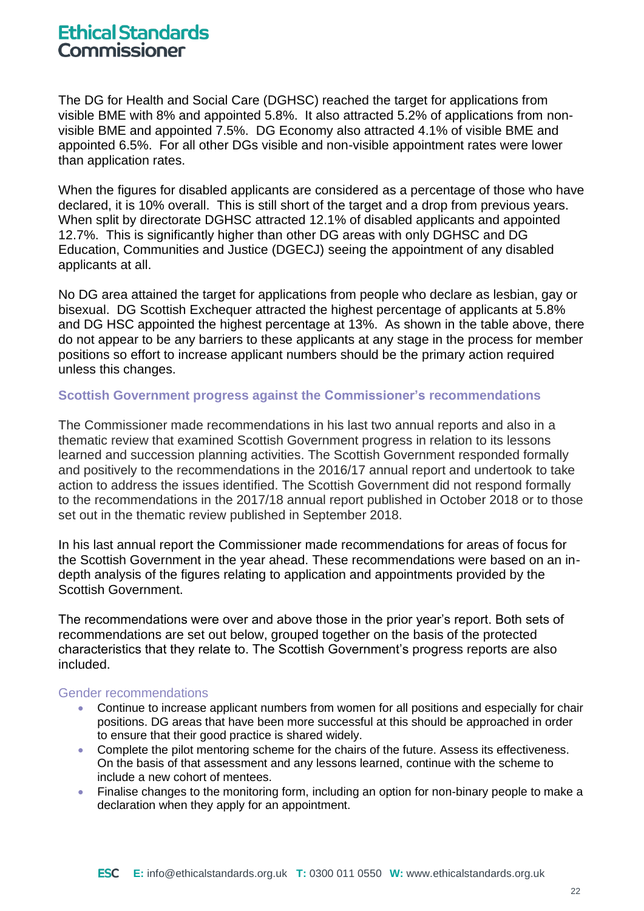The DG for Health and Social Care (DGHSC) reached the target for applications from visible BME with 8% and appointed 5.8%. It also attracted 5.2% of applications from non-visible BME and appointed 7.5%. DG Economy also attracted 4.1% of visible BME and appointed 6.5%. For all other DGs visible and non-visible appointment rates were lower than application rates.

When the figures for disabled applicants are considered as a percentage of those who have declared, it is 10% overall. This is still short of the target and a drop from previous years. When split by directorate DGHSC attracted 12.1% of disabled applicants and appointed 12.7%. This is significantly higher than other DG areas with only DGHSC and DG Education, Communities and Justice (DGECJ) seeing the appointment of any disabled applicants at all.

No DG area attained the target for applications from people who declare as lesbian, gay or bisexual. DG Scottish Exchequer attracted the highest percentage of applicants at 5.8% and DG HSC appointed the highest percentage at 13%. As shown in the table above, there do not appear to be any barriers to these applicants at any stage in the process for member positions so effort to increase applicant numbers should be the primary action required unless this changes.

### Scottish Government progress against the Commissioner's recommendations

The Commissioner made recommendations in his last two annual reports and also in a thematic review that examined Scottish Government progress in relation to its lessons learned and succession planning activities. The Scottish Government responded formally and positively to the recommendations in the 2016/17 annual report and undertook to take action to address the issues identified. The Scottish Government did not respond formally to the recommendations in the 2017/18 annual report published in October 2018 or to those set out in the thematic review published in September 2018.

In his last annual report the Commissioner made recommendations for areas of focus for the Scottish Government in the year ahead. These recommendations were based on an in-depth analysis of the figures relating to application and appointments provided by the Scottish Government.

The recommendations were over and above those in the prior year's report. Both sets of recommendations are set out below, grouped together on the basis of the protected characteristics that they relate to. The Scottish Government's progress reports are also included.

#### Gender recommendations

- Continue to increase applicant numbers from women for all positions and especially for chair positions. DG areas that have been more successful at this should be approached in order to ensure that their good practice is shared widely.
- Complete the pilot mentoring scheme for the chairs of the future. Assess its effectiveness. On the basis of that assessment and any lessons learned, continue with the scheme to include a new cohort of mentees.
- Finalise changes to the monitoring form, including an option for non-binary people to make a declaration when they apply for an appointment.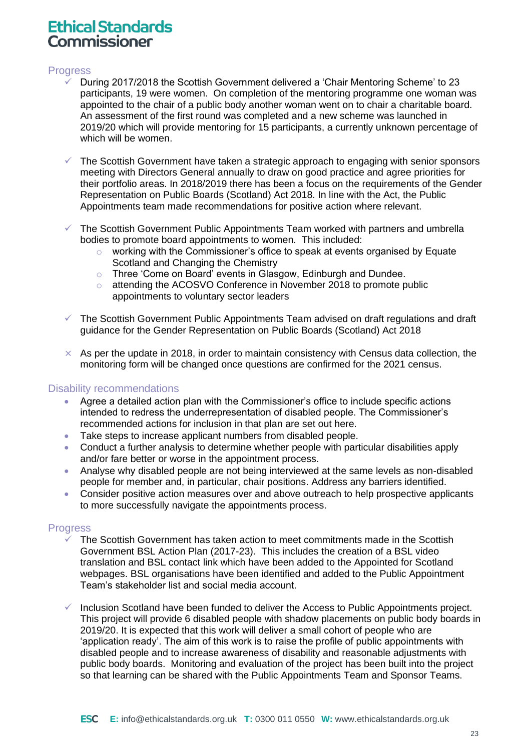### Progress

- ✓ During 2017/2018 the Scottish Government delivered a 'Chair Mentoring Scheme' to 23 participants, 19 were women. On completion of the mentoring programme one woman was appointed to the chair of a public body another woman went on to chair a charitable board. An assessment of the first round was completed and a new scheme was launched in 2019/20 which will provide mentoring for 15 participants, a currently unknown percentage of which will be women.

- ✓ The Scottish Government have taken a strategic approach to engaging with senior sponsors meeting with Directors General annually to draw on good practice and agree priorities for their portfolio areas. In 2018/2019 there has been a focus on the requirements of the Gender Representation on Public Boards (Scotland) Act 2018. In line with the Act, the Public Appointments team made recommendations for positive action where relevant.

- ✓ The Scottish Government Public Appointments Team worked with partners and umbrella bodies to promote board appointments to women. This included:
  - working with the Commissioner's office to speak at events organised by Equate Scotland and Changing the Chemistry
  - Three 'Come on Board' events in Glasgow, Edinburgh and Dundee.
  - attending the ACOSVO Conference in November 2018 to promote public appointments to voluntary sector leaders

- ✓ The Scottish Government Public Appointments Team advised on draft regulations and draft guidance for the Gender Representation on Public Boards (Scotland) Act 2018

- × As per the update in 2018, in order to maintain consistency with Census data collection, the monitoring form will be changed once questions are confirmed for the 2021 census.

### Disability recommendations

- Agree a detailed action plan with the Commissioner's office to include specific actions intended to redress the underrepresentation of disabled people. The Commissioner's recommended actions for inclusion in that plan are set out here.
- Take steps to increase applicant numbers from disabled people.
- Conduct a further analysis to determine whether people with particular disabilities apply and/or fare better or worse in the appointment process.
- Analyse why disabled people are not being interviewed at the same levels as non-disabled people for member and, in particular, chair positions. Address any barriers identified.
- Consider positive action measures over and above outreach to help prospective applicants to more successfully navigate the appointments process.

### Progress

- ✓ The Scottish Government has taken action to meet commitments made in the Scottish Government BSL Action Plan (2017-23). This includes the creation of a BSL video translation and BSL contact link which have been added to the Appointed for Scotland webpages. BSL organisations have been identified and added to the Public Appointment Team's stakeholder list and social media account.

- ✓ Inclusion Scotland have been funded to deliver the Access to Public Appointments project. This project will provide 6 disabled people with shadow placements on public body boards in 2019/20. It is expected that this work will deliver a small cohort of people who are 'application ready'. The aim of this work is to raise the profile of public appointments with disabled people and to increase awareness of disability and reasonable adjustments with public body boards. Monitoring and evaluation of the project has been built into the project so that learning can be shared with the Public Appointments Team and Sponsor Teams.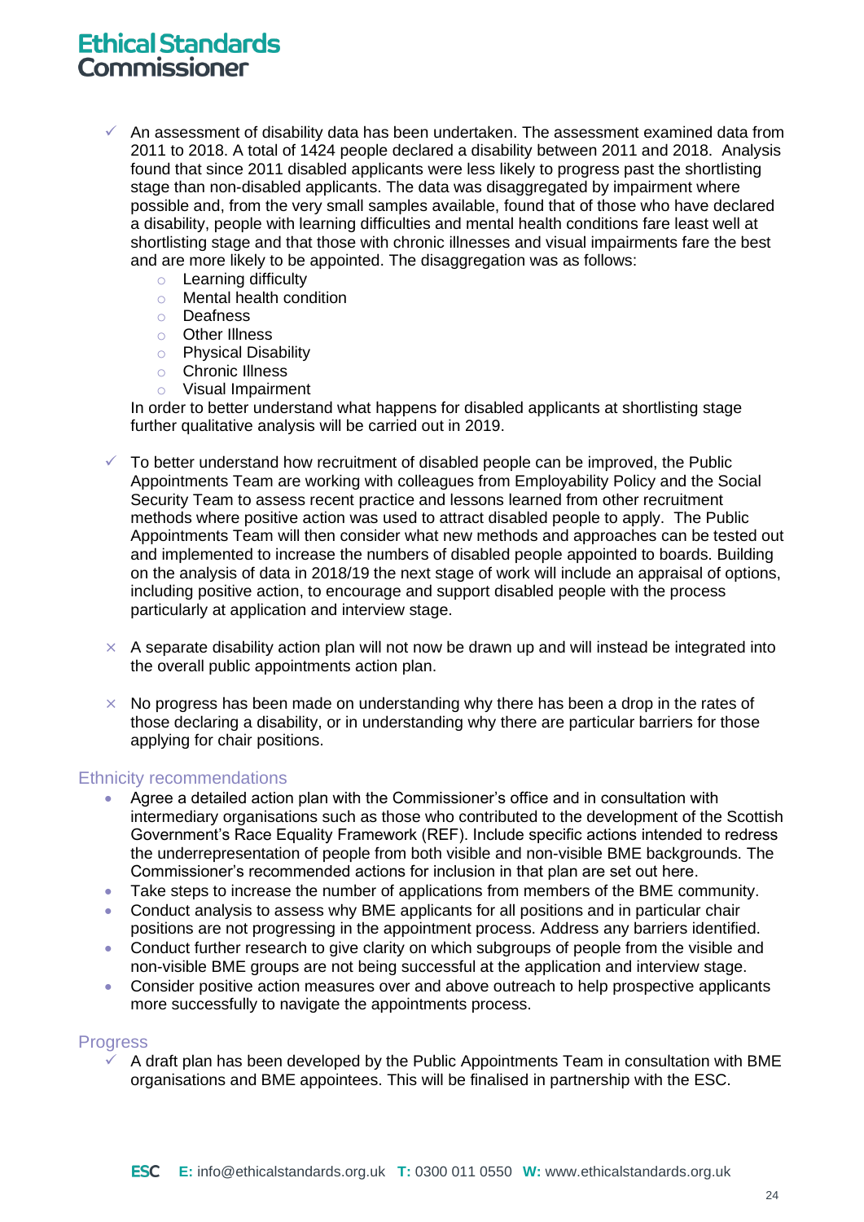- ✓ An assessment of disability data has been undertaken. The assessment examined data from 2011 to 2018. A total of 1424 people declared a disability between 2011 and 2018. Analysis found that since 2011 disabled applicants were less likely to progress past the shortlisting stage than non-disabled applicants. The data was disaggregated by impairment where possible and, from the very small samples available, found that of those who have declared a disability, people with learning difficulties and mental health conditions fare least well at shortlisting stage and that those with chronic illnesses and visual impairments fare the best and are more likely to be appointed. The disaggregation was as follows:
    - Learning difficulty
    - Mental health condition
    - Deafness
    - Other Illness
    - Physical Disability
    - Chronic Illness
    - Visual Impairment

  In order to better understand what happens for disabled applicants at shortlisting stage further qualitative analysis will be carried out in 2019.

- ✓ To better understand how recruitment of disabled people can be improved, the Public Appointments Team are working with colleagues from Employability Policy and the Social Security Team to assess recent practice and lessons learned from other recruitment methods where positive action was used to attract disabled people to apply. The Public Appointments Team will then consider what new methods and approaches can be tested out and implemented to increase the numbers of disabled people appointed to boards. Building on the analysis of data in 2018/19 the next stage of work will include an appraisal of options, including positive action, to encourage and support disabled people with the process particularly at application and interview stage.

- × A separate disability action plan will not now be drawn up and will instead be integrated into the overall public appointments action plan.

- × No progress has been made on understanding why there has been a drop in the rates of those declaring a disability, or in understanding why there are particular barriers for those applying for chair positions.

### Ethnicity recommendations

- Agree a detailed action plan with the Commissioner's office and in consultation with intermediary organisations such as those who contributed to the development of the Scottish Government's Race Equality Framework (REF). Include specific actions intended to redress the underrepresentation of people from both visible and non-visible BME backgrounds. The Commissioner's recommended actions for inclusion in that plan are set out here.
- Take steps to increase the number of applications from members of the BME community.
- Conduct analysis to assess why BME applicants for all positions and in particular chair positions are not progressing in the appointment process. Address any barriers identified.
- Conduct further research to give clarity on which subgroups of people from the visible and non-visible BME groups are not being successful at the application and interview stage.
- Consider positive action measures over and above outreach to help prospective applicants more successfully to navigate the appointments process.

### Progress

- ✓ A draft plan has been developed by the Public Appointments Team in consultation with BME organisations and BME appointees. This will be finalised in partnership with the ESC.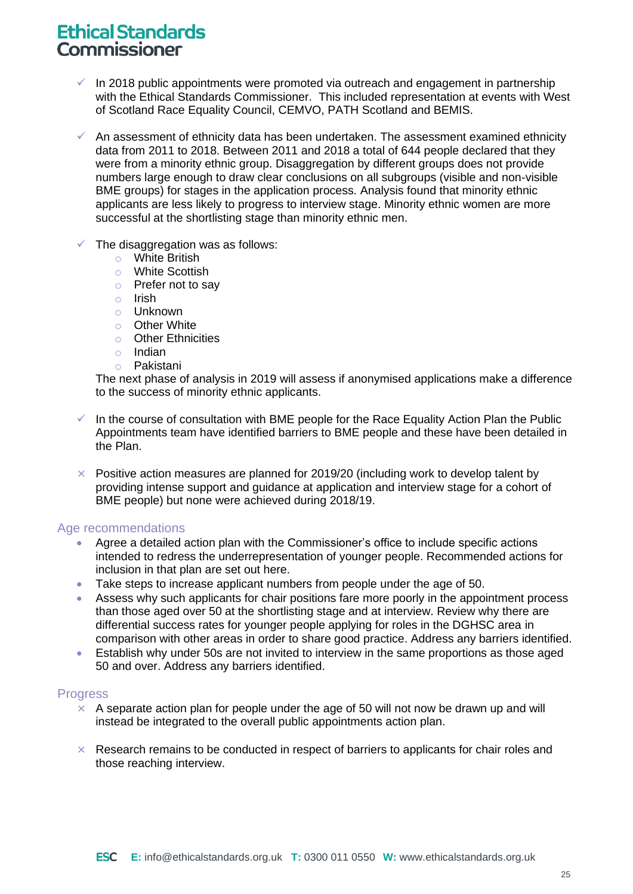- ✓ In 2018 public appointments were promoted via outreach and engagement in partnership with the Ethical Standards Commissioner. This included representation at events with West of Scotland Race Equality Council, CEMVO, PATH Scotland and BEMIS.

- ✓ An assessment of ethnicity data has been undertaken. The assessment examined ethnicity data from 2011 to 2018. Between 2011 and 2018 a total of 644 people declared that they were from a minority ethnic group. Disaggregation by different groups does not provide numbers large enough to draw clear conclusions on all subgroups (visible and non-visible BME groups) for stages in the application process. Analysis found that minority ethnic applicants are less likely to progress to interview stage. Minority ethnic women are more successful at the shortlisting stage than minority ethnic men.

- ✓ The disaggregation was as follows:
    - White British
    - White Scottish
    - Prefer not to say
    - Irish
    - Unknown
    - Other White
    - Other Ethnicities
    - Indian
    - Pakistani

  The next phase of analysis in 2019 will assess if anonymised applications make a difference to the success of minority ethnic applicants.

- ✓ In the course of consultation with BME people for the Race Equality Action Plan the Public Appointments team have identified barriers to BME people and these have been detailed in the Plan.

- × Positive action measures are planned for 2019/20 (including work to develop talent by providing intense support and guidance at application and interview stage for a cohort of BME people) but none were achieved during 2018/19.

## Age recommendations

- Agree a detailed action plan with the Commissioner's office to include specific actions intended to redress the underrepresentation of younger people. Recommended actions for inclusion in that plan are set out here.
- Take steps to increase applicant numbers from people under the age of 50.
- Assess why such applicants for chair positions fare more poorly in the appointment process than those aged over 50 at the shortlisting stage and at interview. Review why there are differential success rates for younger people applying for roles in the DGHSC area in comparison with other areas in order to share good practice. Address any barriers identified.
- Establish why under 50s are not invited to interview in the same proportions as those aged 50 and over. Address any barriers identified.

## Progress

- × A separate action plan for people under the age of 50 will not now be drawn up and will instead be integrated to the overall public appointments action plan.

- × Research remains to be conducted in respect of barriers to applicants for chair roles and those reaching interview.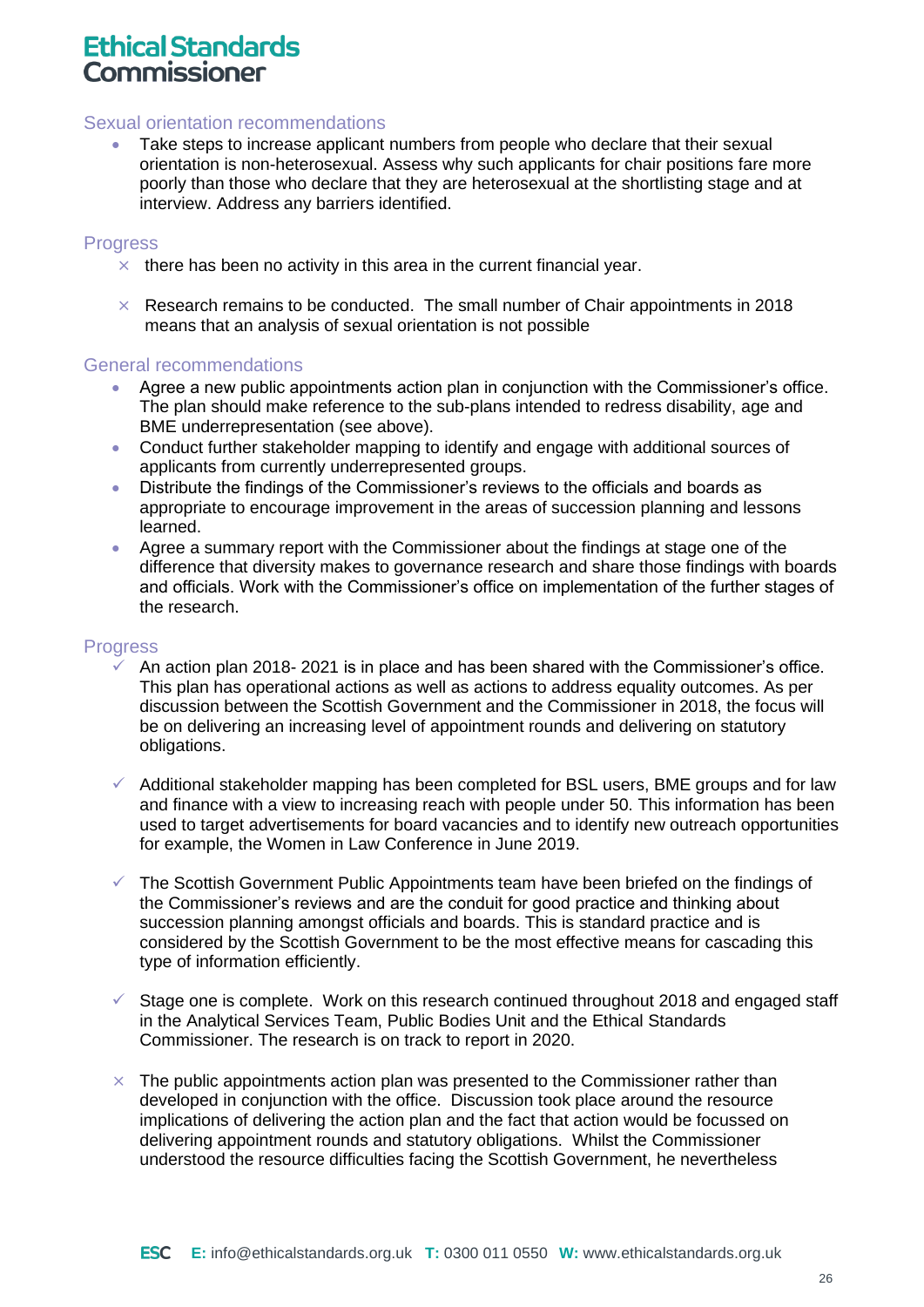### Sexual orientation recommendations

- Take steps to increase applicant numbers from people who declare that their sexual orientation is non-heterosexual. Assess why such applicants for chair positions fare more poorly than those who declare that they are heterosexual at the shortlisting stage and at interview. Address any barriers identified.

### Progress

- × there has been no activity in this area in the current financial year.

- × Research remains to be conducted. The small number of Chair appointments in 2018 means that an analysis of sexual orientation is not possible

### General recommendations

- Agree a new public appointments action plan in conjunction with the Commissioner's office. The plan should make reference to the sub-plans intended to redress disability, age and BME underrepresentation (see above).
- Conduct further stakeholder mapping to identify and engage with additional sources of applicants from currently underrepresented groups.
- Distribute the findings of the Commissioner's reviews to the officials and boards as appropriate to encourage improvement in the areas of succession planning and lessons learned.
- Agree a summary report with the Commissioner about the findings at stage one of the difference that diversity makes to governance research and share those findings with boards and officials. Work with the Commissioner's office on implementation of the further stages of the research.

### Progress

- ✓ An action plan 2018- 2021 is in place and has been shared with the Commissioner's office. This plan has operational actions as well as actions to address equality outcomes. As per discussion between the Scottish Government and the Commissioner in 2018, the focus will be on delivering an increasing level of appointment rounds and delivering on statutory obligations.

- ✓ Additional stakeholder mapping has been completed for BSL users, BME groups and for law and finance with a view to increasing reach with people under 50. This information has been used to target advertisements for board vacancies and to identify new outreach opportunities for example, the Women in Law Conference in June 2019.

- ✓ The Scottish Government Public Appointments team have been briefed on the findings of the Commissioner's reviews and are the conduit for good practice and thinking about succession planning amongst officials and boards. This is standard practice and is considered by the Scottish Government to be the most effective means for cascading this type of information efficiently.

- ✓ Stage one is complete. Work on this research continued throughout 2018 and engaged staff in the Analytical Services Team, Public Bodies Unit and the Ethical Standards Commissioner. The research is on track to report in 2020.

- × The public appointments action plan was presented to the Commissioner rather than developed in conjunction with the office. Discussion took place around the resource implications of delivering the action plan and the fact that action would be focussed on delivering appointment rounds and statutory obligations. Whilst the Commissioner understood the resource difficulties facing the Scottish Government, he nevertheless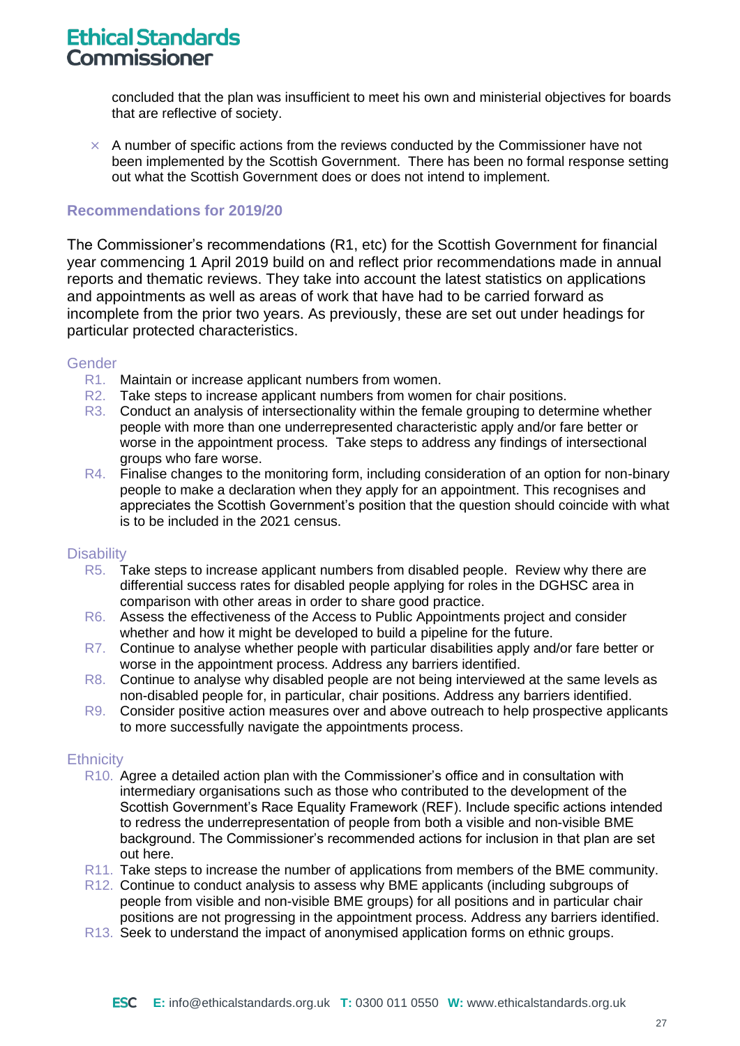concluded that the plan was insufficient to meet his own and ministerial objectives for boards that are reflective of society.

- × A number of specific actions from the reviews conducted by the Commissioner have not been implemented by the Scottish Government. There has been no formal response setting out what the Scottish Government does or does not intend to implement.

### Recommendations for 2019/20

The Commissioner's recommendations (R1, etc) for the Scottish Government for financial year commencing 1 April 2019 build on and reflect prior recommendations made in annual reports and thematic reviews. They take into account the latest statistics on applications and appointments as well as areas of work that have had to be carried forward as incomplete from the prior two years. As previously, these are set out under headings for particular protected characteristics.

#### Gender

- R1. Maintain or increase applicant numbers from women.
- R2. Take steps to increase applicant numbers from women for chair positions.
- R3. Conduct an analysis of intersectionality within the female grouping to determine whether people with more than one underrepresented characteristic apply and/or fare better or worse in the appointment process. Take steps to address any findings of intersectional groups who fare worse.
- R4. Finalise changes to the monitoring form, including consideration of an option for non-binary people to make a declaration when they apply for an appointment. This recognises and appreciates the Scottish Government's position that the question should coincide with what is to be included in the 2021 census.

#### Disability

- R5. Take steps to increase applicant numbers from disabled people. Review why there are differential success rates for disabled people applying for roles in the DGHSC area in comparison with other areas in order to share good practice.
- R6. Assess the effectiveness of the Access to Public Appointments project and consider whether and how it might be developed to build a pipeline for the future.
- R7. Continue to analyse whether people with particular disabilities apply and/or fare better or worse in the appointment process. Address any barriers identified.
- R8. Continue to analyse why disabled people are not being interviewed at the same levels as non-disabled people for, in particular, chair positions. Address any barriers identified.
- R9. Consider positive action measures over and above outreach to help prospective applicants to more successfully navigate the appointments process.

#### Ethnicity

- R10. Agree a detailed action plan with the Commissioner's office and in consultation with intermediary organisations such as those who contributed to the development of the Scottish Government's Race Equality Framework (REF). Include specific actions intended to redress the underrepresentation of people from both a visible and non-visible BME background. The Commissioner's recommended actions for inclusion in that plan are set out here.
- R11. Take steps to increase the number of applications from members of the BME community.
- R12. Continue to conduct analysis to assess why BME applicants (including subgroups of people from visible and non-visible BME groups) for all positions and in particular chair positions are not progressing in the appointment process. Address any barriers identified.
- R13. Seek to understand the impact of anonymised application forms on ethnic groups.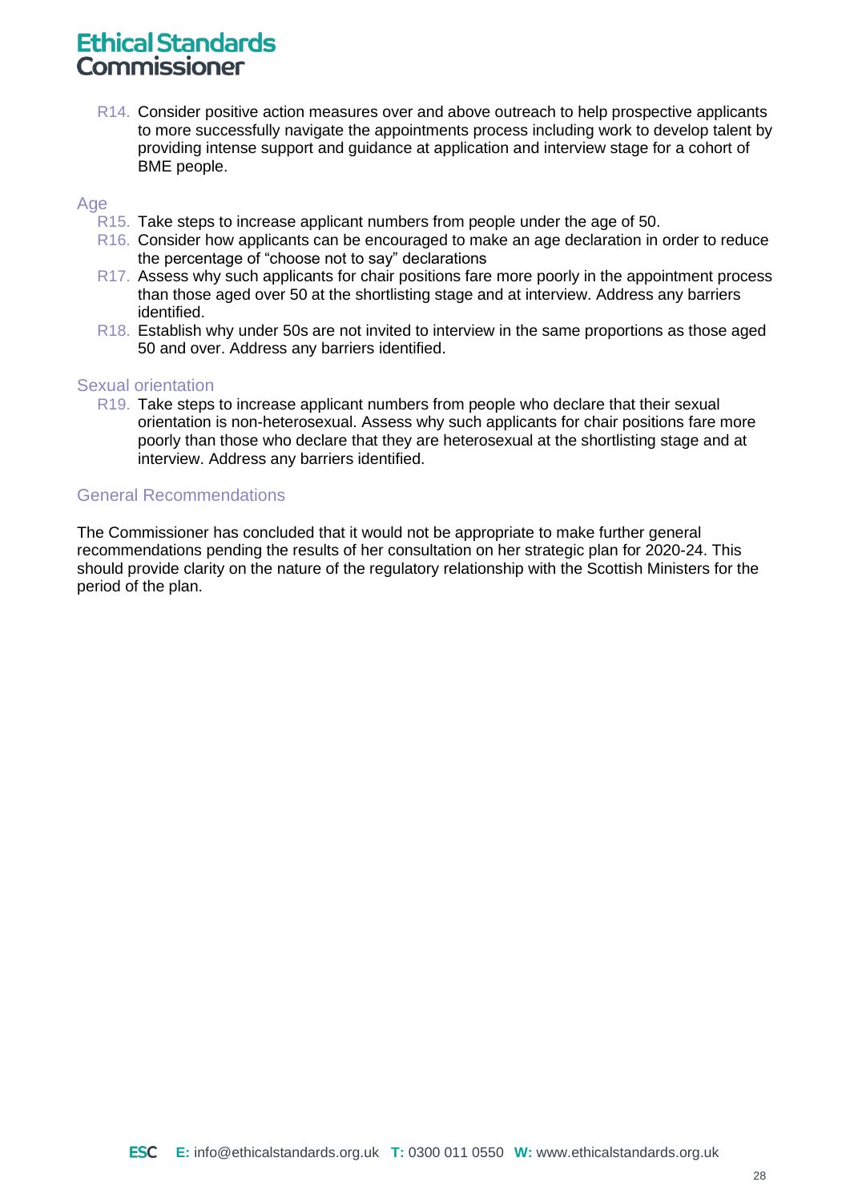R14. Consider positive action measures over and above outreach to help prospective applicants to more successfully navigate the appointments process including work to develop talent by providing intense support and guidance at application and interview stage for a cohort of BME people.

### Age

R15. Take steps to increase applicant numbers from people under the age of 50.

R16. Consider how applicants can be encouraged to make an age declaration in order to reduce the percentage of "choose not to say" declarations

R17. Assess why such applicants for chair positions fare more poorly in the appointment process than those aged over 50 at the shortlisting stage and at interview. Address any barriers identified.

R18. Establish why under 50s are not invited to interview in the same proportions as those aged 50 and over. Address any barriers identified.

### Sexual orientation

R19. Take steps to increase applicant numbers from people who declare that their sexual orientation is non-heterosexual. Assess why such applicants for chair positions fare more poorly than those who declare that they are heterosexual at the shortlisting stage and at interview. Address any barriers identified.

### General Recommendations

The Commissioner has concluded that it would not be appropriate to make further general recommendations pending the results of her consultation on her strategic plan for 2020-24. This should provide clarity on the nature of the regulatory relationship with the Scottish Ministers for the period of the plan.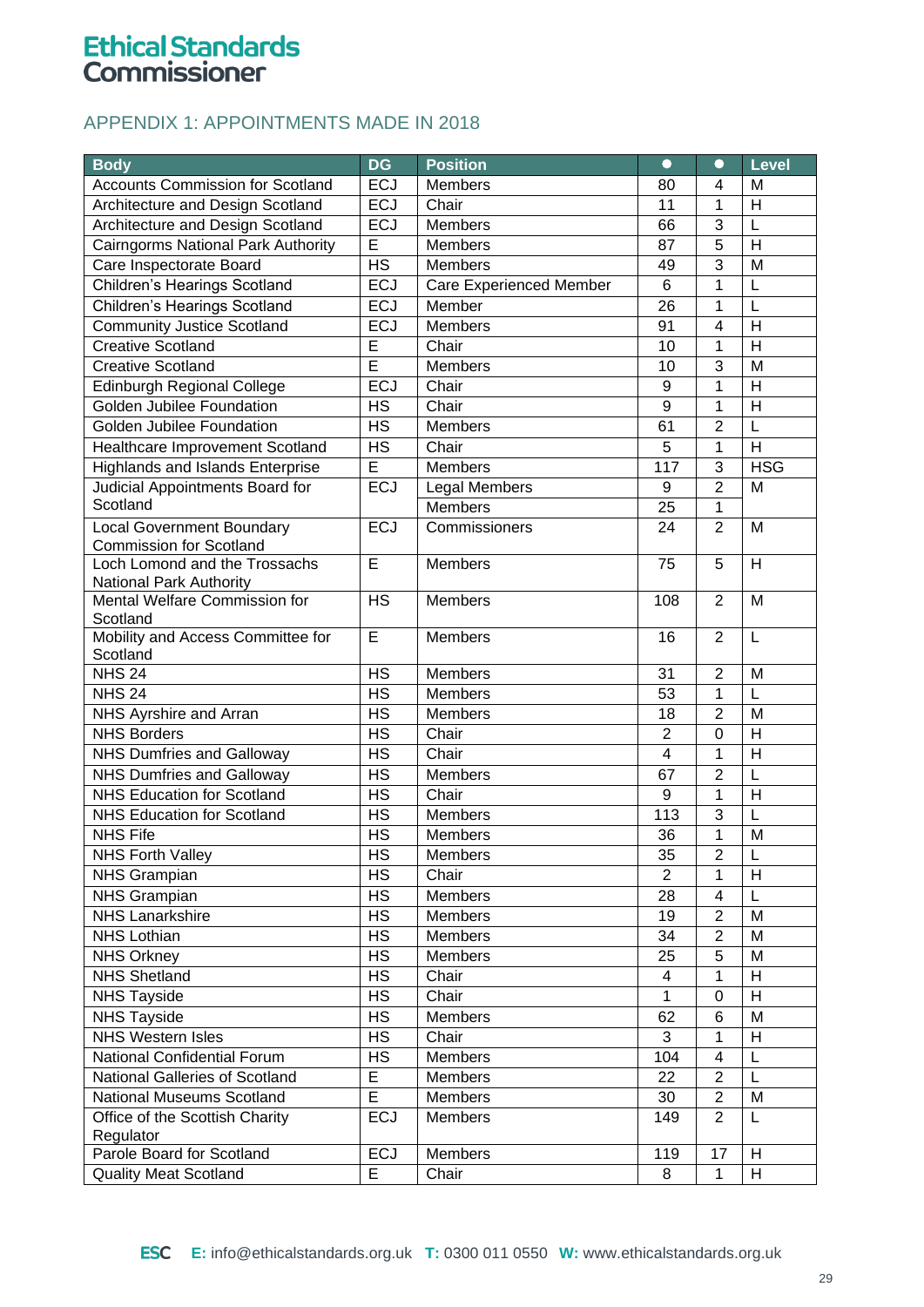Ethical Standards Commissioner

## APPENDIX 1: APPOINTMENTS MADE IN 2018

| Body | DG | Position | ● | ● | Level |
|---|---|---|---|---|---|
| Accounts Commission for Scotland | ECJ | Members | 80 | 4 | M |
| Architecture and Design Scotland | ECJ | Chair | 11 | 1 | H |
| Architecture and Design Scotland | ECJ | Members | 66 | 3 | L |
| Cairngorms National Park Authority | E | Members | 87 | 5 | H |
| Care Inspectorate Board | HS | Members | 49 | 3 | M |
| Children's Hearings Scotland | ECJ | Care Experienced Member | 6 | 1 | L |
| Children's Hearings Scotland | ECJ | Member | 26 | 1 | L |
| Community Justice Scotland | ECJ | Members | 91 | 4 | H |
| Creative Scotland | E | Chair | 10 | 1 | H |
| Creative Scotland | E | Members | 10 | 3 | M |
| Edinburgh Regional College | ECJ | Chair | 9 | 1 | H |
| Golden Jubilee Foundation | HS | Chair | 9 | 1 | H |
| Golden Jubilee Foundation | HS | Members | 61 | 2 | L |
| Healthcare Improvement Scotland | HS | Chair | 5 | 1 | H |
| Highlands and Islands Enterprise | E | Members | 117 | 3 | HSG |
| Judicial Appointments Board for Scotland | ECJ | Legal Members | 9 | 2 | M |
| | | Members | 25 | 1 | |
| Local Government Boundary Commission for Scotland | ECJ | Commissioners | 24 | 2 | M |
| Loch Lomond and the Trossachs National Park Authority | E | Members | 75 | 5 | H |
| Mental Welfare Commission for Scotland | HS | Members | 108 | 2 | M |
| Mobility and Access Committee for Scotland | E | Members | 16 | 2 | L |
| NHS 24 | HS | Members | 31 | 2 | M |
| NHS 24 | HS | Members | 53 | 1 | L |
| NHS Ayrshire and Arran | HS | Members | 18 | 2 | M |
| NHS Borders | HS | Chair | 2 | 0 | H |
| NHS Dumfries and Galloway | HS | Chair | 4 | 1 | H |
| NHS Dumfries and Galloway | HS | Members | 67 | 2 | L |
| NHS Education for Scotland | HS | Chair | 9 | 1 | H |
| NHS Education for Scotland | HS | Members | 113 | 3 | L |
| NHS Fife | HS | Members | 36 | 1 | M |
| NHS Forth Valley | HS | Members | 35 | 2 | L |
| NHS Grampian | HS | Chair | 2 | 1 | H |
| NHS Grampian | HS | Members | 28 | 4 | L |
| NHS Lanarkshire | HS | Members | 19 | 2 | M |
| NHS Lothian | HS | Members | 34 | 2 | M |
| NHS Orkney | HS | Members | 25 | 5 | M |
| NHS Shetland | HS | Chair | 4 | 1 | H |
| NHS Tayside | HS | Chair | 1 | 0 | H |
| NHS Tayside | HS | Members | 62 | 6 | M |
| NHS Western Isles | HS | Chair | 3 | 1 | H |
| National Confidential Forum | HS | Members | 104 | 4 | L |
| National Galleries of Scotland | E | Members | 22 | 2 | L |
| National Museums Scotland | E | Members | 30 | 2 | M |
| Office of the Scottish Charity Regulator | ECJ | Members | 149 | 2 | L |
| Parole Board for Scotland | ECJ | Members | 119 | 17 | H |
| Quality Meat Scotland | E | Chair | 8 | 1 | H |

ESC E: info@ethicalstandards.org.uk T: 0300 011 0550 W: www.ethicalstandards.org.uk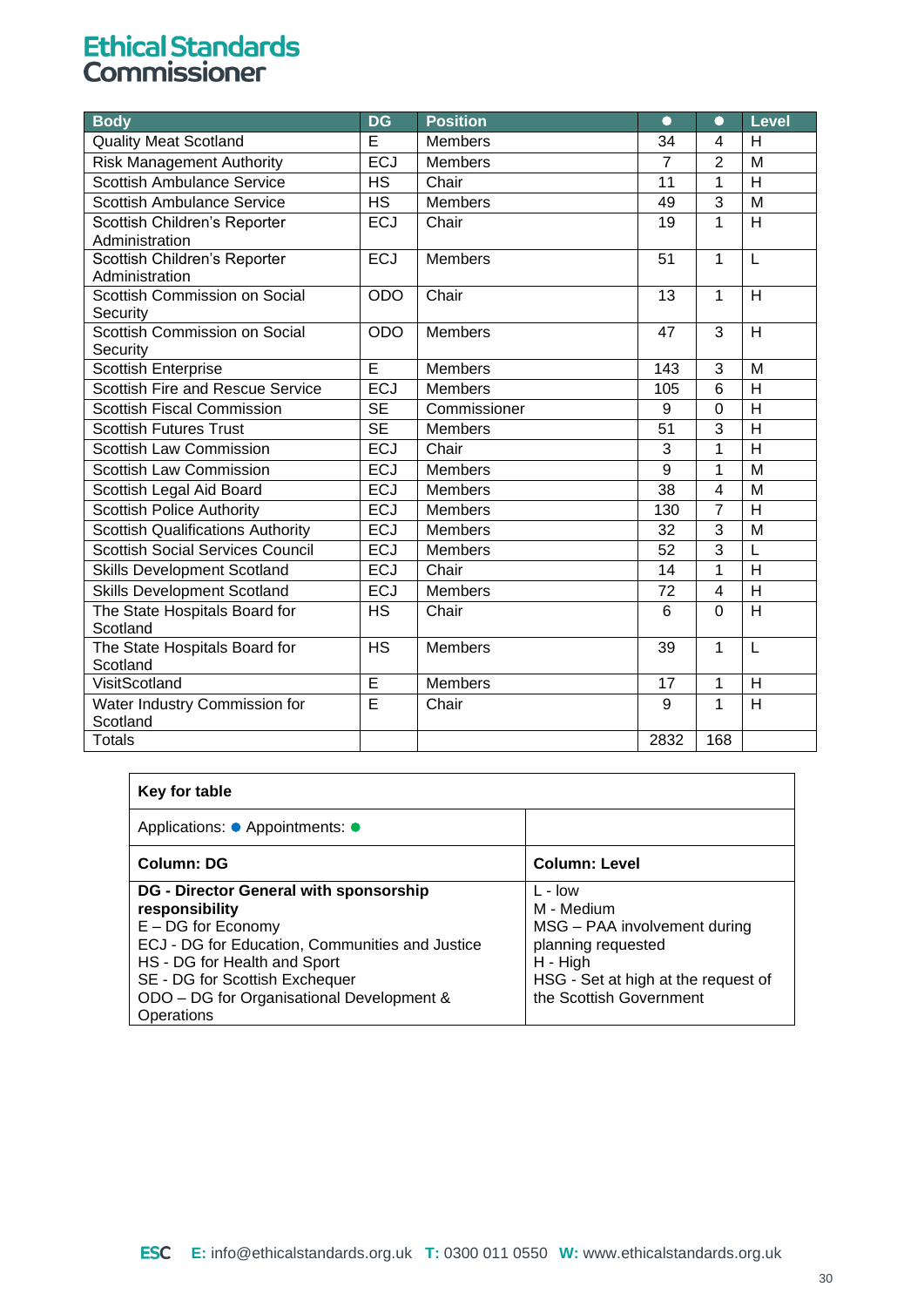| Body | DG | Position | ● | ● | Level |
|---|---|---|---|---|---|
| Quality Meat Scotland | E | Members | 34 | 4 | H |
| Risk Management Authority | ECJ | Members | 7 | 2 | M |
| Scottish Ambulance Service | HS | Chair | 11 | 1 | H |
| Scottish Ambulance Service | HS | Members | 49 | 3 | M |
| Scottish Children's Reporter Administration | ECJ | Chair | 19 | 1 | H |
| Scottish Children's Reporter Administration | ECJ | Members | 51 | 1 | L |
| Scottish Commission on Social Security | ODO | Chair | 13 | 1 | H |
| Scottish Commission on Social Security | ODO | Members | 47 | 3 | H |
| Scottish Enterprise | E | Members | 143 | 3 | M |
| Scottish Fire and Rescue Service | ECJ | Members | 105 | 6 | H |
| Scottish Fiscal Commission | SE | Commissioner | 9 | 0 | H |
| Scottish Futures Trust | SE | Members | 51 | 3 | H |
| Scottish Law Commission | ECJ | Chair | 3 | 1 | H |
| Scottish Law Commission | ECJ | Members | 9 | 1 | M |
| Scottish Legal Aid Board | ECJ | Members | 38 | 4 | M |
| Scottish Police Authority | ECJ | Members | 130 | 7 | H |
| Scottish Qualifications Authority | ECJ | Members | 32 | 3 | M |
| Scottish Social Services Council | ECJ | Members | 52 | 3 | L |
| Skills Development Scotland | ECJ | Chair | 14 | 1 | H |
| Skills Development Scotland | ECJ | Members | 72 | 4 | H |
| The State Hospitals Board for Scotland | HS | Chair | 6 | 0 | H |
| The State Hospitals Board for Scotland | HS | Members | 39 | 1 | L |
| VisitScotland | E | Members | 17 | 1 | H |
| Water Industry Commission for Scotland | E | Chair | 9 | 1 | H |
| Totals | | | 2832 | 168 | |

| Key for table | |
|---|---|
| Applications: ● Appointments: ● | |
| **Column: DG** | **Column: Level** |
| **DG - Director General with sponsorship responsibility**<br>E – DG for Economy<br>ECJ - DG for Education, Communities and Justice<br>HS - DG for Health and Sport<br>SE - DG for Scottish Exchequer<br>ODO – DG for Organisational Development & Operations | L - low<br>M - Medium<br>MSG – PAA involvement during planning requested<br>H - High<br>HSG - Set at high at the request of the Scottish Government |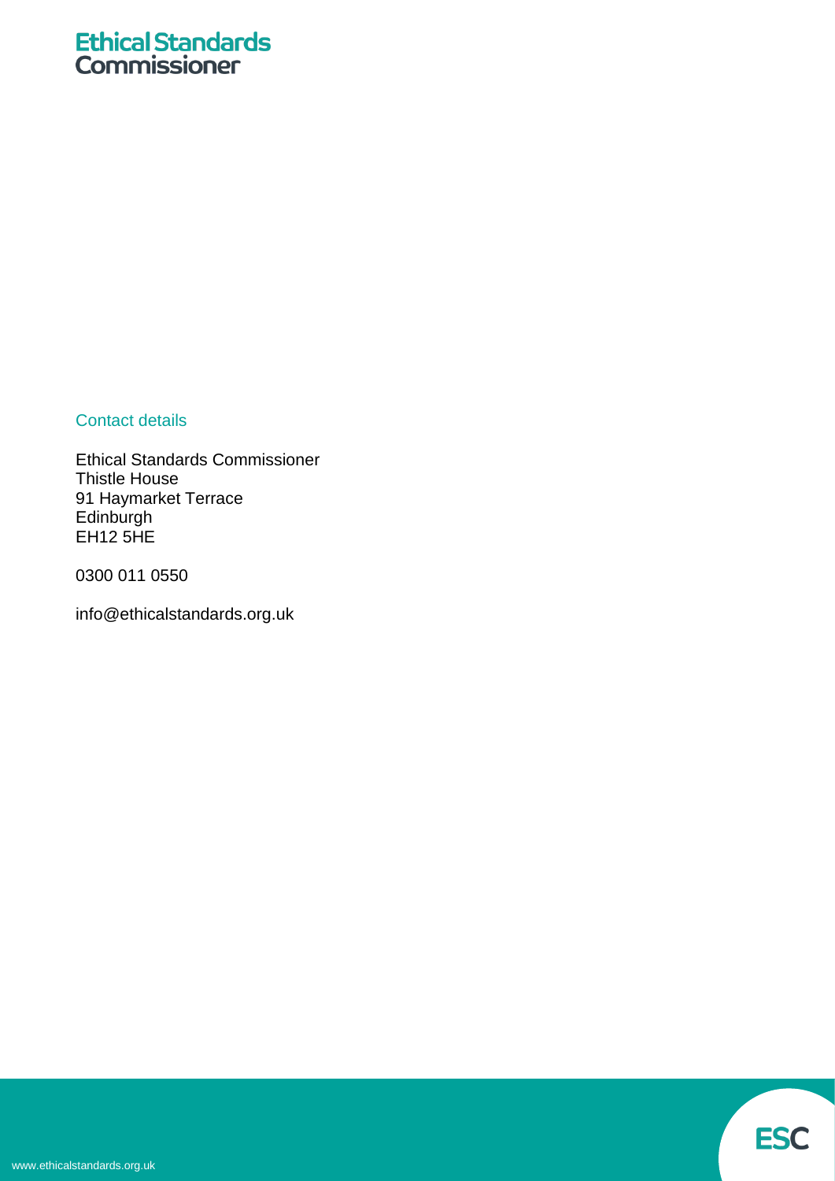Ethical Standards Commissioner

## Contact details

Ethical Standards Commissioner
Thistle House
91 Haymarket Terrace
Edinburgh
EH12 5HE

0300 011 0550

info@ethicalstandards.org.uk

www.ethicalstandards.org.uk